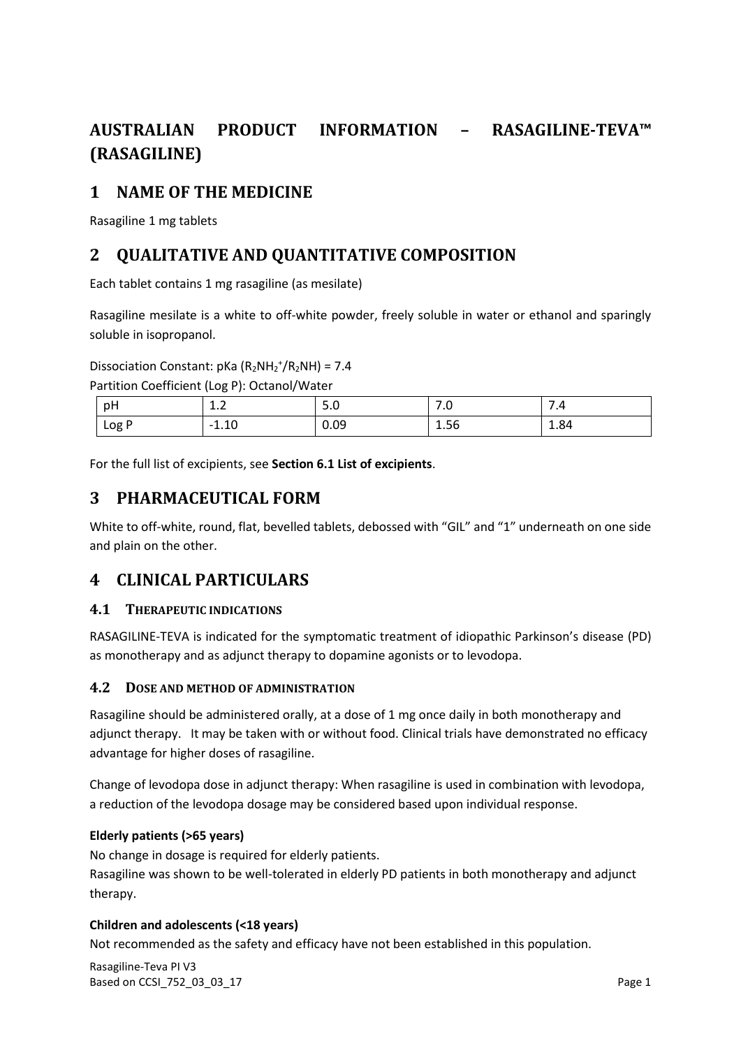# AUSTRALIAN PRODUCT INFORMATION – RASAGILINE-TEVA™ (RASAGILINE)

## 1 NAME OF THE MEDICINE

Rasagiline 1 mg tablets

## 2 QUALITATIVE AND QUANTITATIVE COMPOSITION

Each tablet contains 1 mg rasagiline (as mesilate)

Rasagiline mesilate is a white to off-white powder, freely soluble in water or ethanol and sparingly soluble in isopropanol.

Dissociation Constant: pKa ($R_2NH_2^+/R_2NH$) = 7.4

Partition Coefficient (Log P): Octanol/Water

| pH | 1.2 | 5.0 | 7.0 | 7.4 |
|---|---|---|---|---|
| Log P | -1.10 | 0.09 | 1.56 | 1.84 |

For the full list of excipients, see **Section 6.1 List of excipients**.

## 3 PHARMACEUTICAL FORM

White to off-white, round, flat, bevelled tablets, debossed with "GIL" and "1" underneath on one side and plain on the other.

## 4 CLINICAL PARTICULARS

### 4.1 THERAPEUTIC INDICATIONS

RASAGILINE-TEVA is indicated for the symptomatic treatment of idiopathic Parkinson's disease (PD) as monotherapy and as adjunct therapy to dopamine agonists or to levodopa.

### 4.2 DOSE AND METHOD OF ADMINISTRATION

Rasagiline should be administered orally, at a dose of 1 mg once daily in both monotherapy and adjunct therapy. It may be taken with or without food. Clinical trials have demonstrated no efficacy advantage for higher doses of rasagiline.

Change of levodopa dose in adjunct therapy: When rasagiline is used in combination with levodopa, a reduction of the levodopa dosage may be considered based upon individual response.

**Elderly patients (>65 years)**

No change in dosage is required for elderly patients.

Rasagiline was shown to be well-tolerated in elderly PD patients in both monotherapy and adjunct therapy.

**Children and adolescents (<18 years)**

Not recommended as the safety and efficacy have not been established in this population.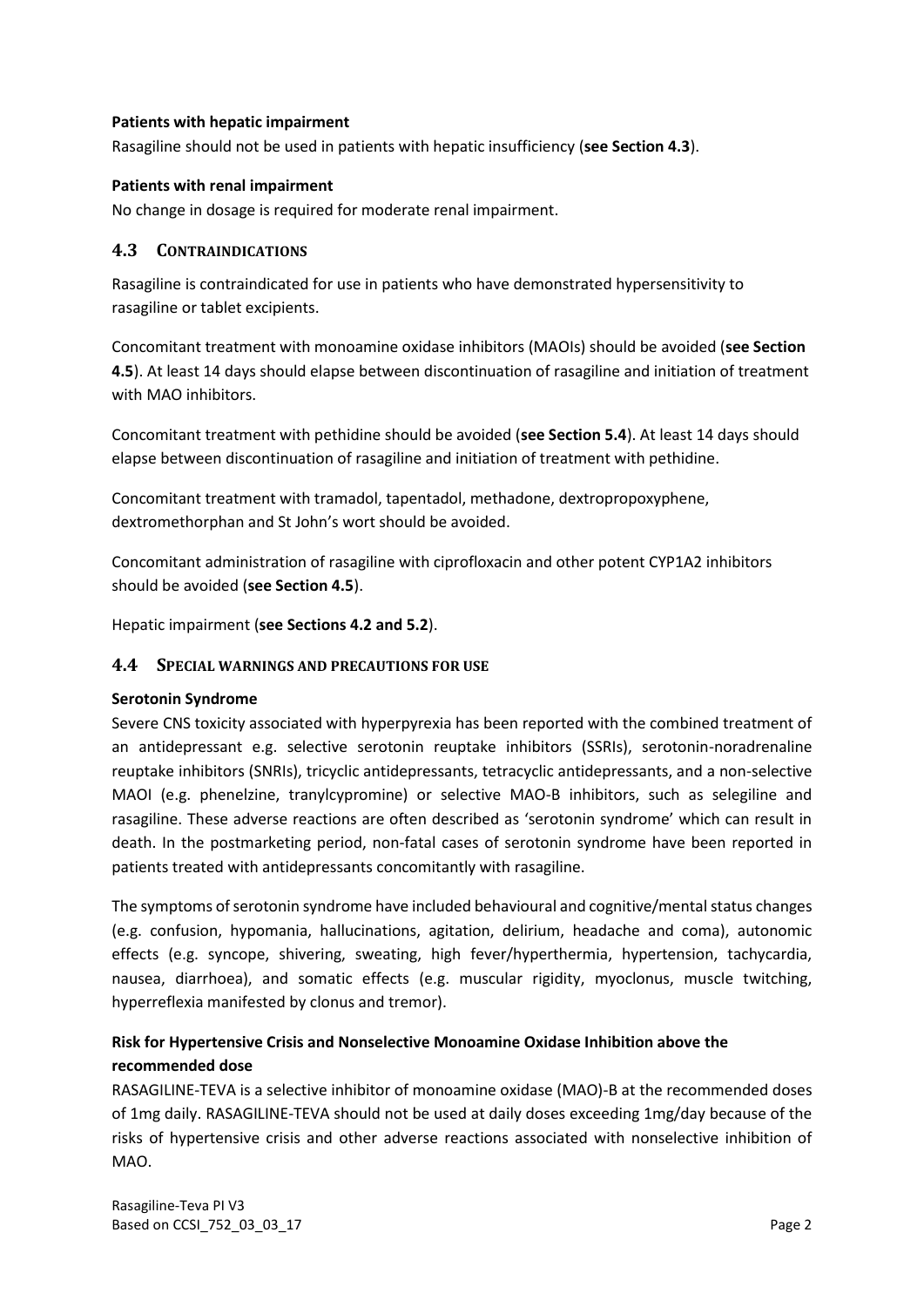**Patients with hepatic impairment**

Rasagiline should not be used in patients with hepatic insufficiency (**see Section 4.3**).

**Patients with renal impairment**

No change in dosage is required for moderate renal impairment.

## 4.3 CONTRAINDICATIONS

Rasagiline is contraindicated for use in patients who have demonstrated hypersensitivity to rasagiline or tablet excipients.

Concomitant treatment with monoamine oxidase inhibitors (MAOIs) should be avoided (**see Section 4.5**). At least 14 days should elapse between discontinuation of rasagiline and initiation of treatment with MAO inhibitors.

Concomitant treatment with pethidine should be avoided (**see Section 5.4**). At least 14 days should elapse between discontinuation of rasagiline and initiation of treatment with pethidine.

Concomitant treatment with tramadol, tapentadol, methadone, dextropropoxyphene, dextromethorphan and St John's wort should be avoided.

Concomitant administration of rasagiline with ciprofloxacin and other potent CYP1A2 inhibitors should be avoided (**see Section 4.5**).

Hepatic impairment (**see Sections 4.2 and 5.2**).

## 4.4 SPECIAL WARNINGS AND PRECAUTIONS FOR USE

**Serotonin Syndrome**

Severe CNS toxicity associated with hyperpyrexia has been reported with the combined treatment of an antidepressant e.g. selective serotonin reuptake inhibitors (SSRIs), serotonin-noradrenaline reuptake inhibitors (SNRIs), tricyclic antidepressants, tetracyclic antidepressants, and a non-selective MAOI (e.g. phenelzine, tranylcypromine) or selective MAO-B inhibitors, such as selegiline and rasagiline. These adverse reactions are often described as 'serotonin syndrome' which can result in death. In the postmarketing period, non-fatal cases of serotonin syndrome have been reported in patients treated with antidepressants concomitantly with rasagiline.

The symptoms of serotonin syndrome have included behavioural and cognitive/mental status changes (e.g. confusion, hypomania, hallucinations, agitation, delirium, headache and coma), autonomic effects (e.g. syncope, shivering, sweating, high fever/hyperthermia, hypertension, tachycardia, nausea, diarrhoea), and somatic effects (e.g. muscular rigidity, myoclonus, muscle twitching, hyperreflexia manifested by clonus and tremor).

**Risk for Hypertensive Crisis and Nonselective Monoamine Oxidase Inhibition above the recommended dose**

RASAGILINE-TEVA is a selective inhibitor of monoamine oxidase (MAO)-B at the recommended doses of 1mg daily. RASAGILINE-TEVA should not be used at daily doses exceeding 1mg/day because of the risks of hypertensive crisis and other adverse reactions associated with nonselective inhibition of MAO.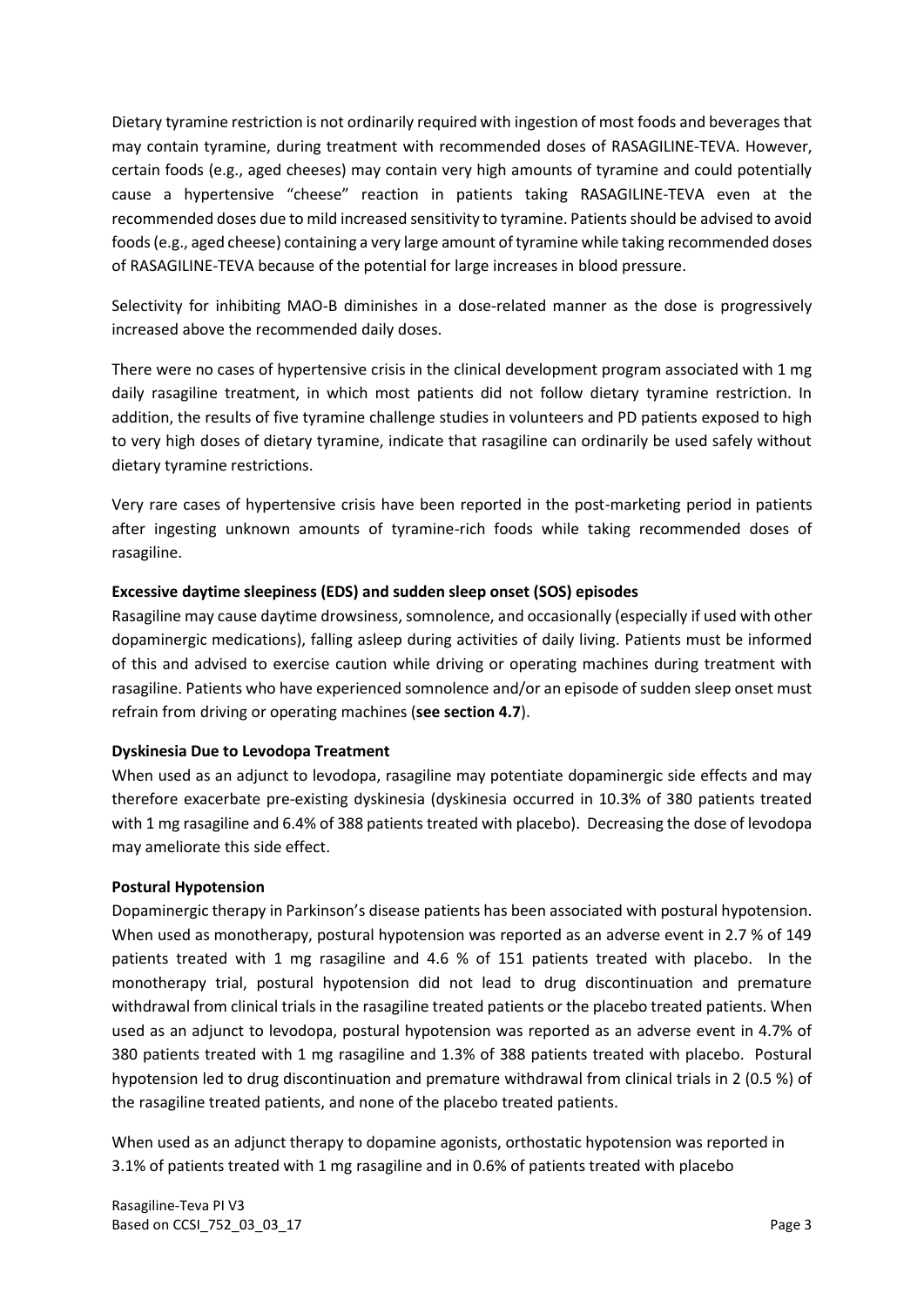Dietary tyramine restriction is not ordinarily required with ingestion of most foods and beverages that may contain tyramine, during treatment with recommended doses of RASAGILINE-TEVA. However, certain foods (e.g., aged cheeses) may contain very high amounts of tyramine and could potentially cause a hypertensive "cheese" reaction in patients taking RASAGILINE-TEVA even at the recommended doses due to mild increased sensitivity to tyramine. Patients should be advised to avoid foods (e.g., aged cheese) containing a very large amount of tyramine while taking recommended doses of RASAGILINE-TEVA because of the potential for large increases in blood pressure.

Selectivity for inhibiting MAO-B diminishes in a dose-related manner as the dose is progressively increased above the recommended daily doses.

There were no cases of hypertensive crisis in the clinical development program associated with 1 mg daily rasagiline treatment, in which most patients did not follow dietary tyramine restriction. In addition, the results of five tyramine challenge studies in volunteers and PD patients exposed to high to very high doses of dietary tyramine, indicate that rasagiline can ordinarily be used safely without dietary tyramine restrictions.

Very rare cases of hypertensive crisis have been reported in the post-marketing period in patients after ingesting unknown amounts of tyramine-rich foods while taking recommended doses of rasagiline.

**Excessive daytime sleepiness (EDS) and sudden sleep onset (SOS) episodes**

Rasagiline may cause daytime drowsiness, somnolence, and occasionally (especially if used with other dopaminergic medications), falling asleep during activities of daily living. Patients must be informed of this and advised to exercise caution while driving or operating machines during treatment with rasagiline. Patients who have experienced somnolence and/or an episode of sudden sleep onset must refrain from driving or operating machines (**see section 4.7**).

**Dyskinesia Due to Levodopa Treatment**

When used as an adjunct to levodopa, rasagiline may potentiate dopaminergic side effects and may therefore exacerbate pre-existing dyskinesia (dyskinesia occurred in 10.3% of 380 patients treated with 1 mg rasagiline and 6.4% of 388 patients treated with placebo). Decreasing the dose of levodopa may ameliorate this side effect.

**Postural Hypotension**

Dopaminergic therapy in Parkinson's disease patients has been associated with postural hypotension. When used as monotherapy, postural hypotension was reported as an adverse event in 2.7 % of 149 patients treated with 1 mg rasagiline and 4.6 % of 151 patients treated with placebo. In the monotherapy trial, postural hypotension did not lead to drug discontinuation and premature withdrawal from clinical trials in the rasagiline treated patients or the placebo treated patients. When used as an adjunct to levodopa, postural hypotension was reported as an adverse event in 4.7% of 380 patients treated with 1 mg rasagiline and 1.3% of 388 patients treated with placebo. Postural hypotension led to drug discontinuation and premature withdrawal from clinical trials in 2 (0.5 %) of the rasagiline treated patients, and none of the placebo treated patients.

When used as an adjunct therapy to dopamine agonists, orthostatic hypotension was reported in 3.1% of patients treated with 1 mg rasagiline and in 0.6% of patients treated with placebo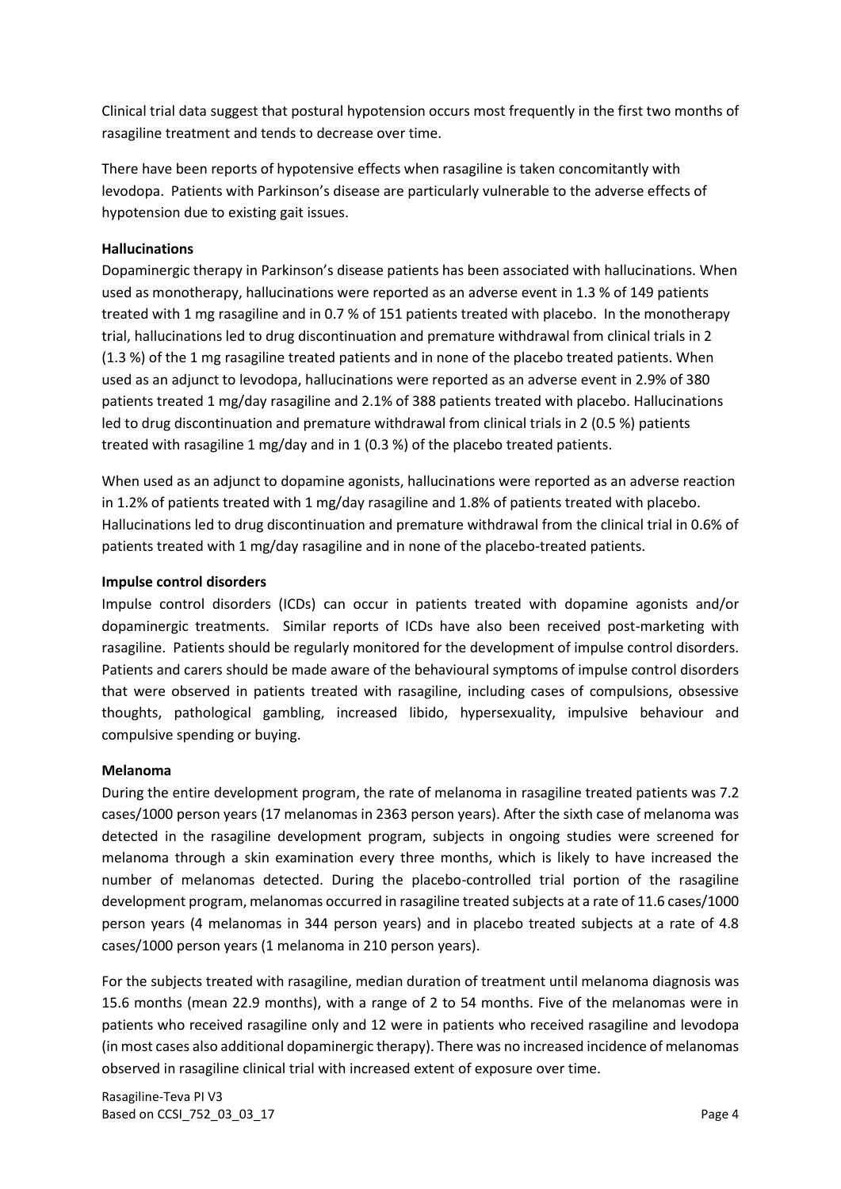Clinical trial data suggest that postural hypotension occurs most frequently in the first two months of rasagiline treatment and tends to decrease over time.

There have been reports of hypotensive effects when rasagiline is taken concomitantly with levodopa. Patients with Parkinson's disease are particularly vulnerable to the adverse effects of hypotension due to existing gait issues.

**Hallucinations**

Dopaminergic therapy in Parkinson's disease patients has been associated with hallucinations. When used as monotherapy, hallucinations were reported as an adverse event in 1.3 % of 149 patients treated with 1 mg rasagiline and in 0.7 % of 151 patients treated with placebo. In the monotherapy trial, hallucinations led to drug discontinuation and premature withdrawal from clinical trials in 2 (1.3 %) of the 1 mg rasagiline treated patients and in none of the placebo treated patients. When used as an adjunct to levodopa, hallucinations were reported as an adverse event in 2.9% of 380 patients treated 1 mg/day rasagiline and 2.1% of 388 patients treated with placebo. Hallucinations led to drug discontinuation and premature withdrawal from clinical trials in 2 (0.5 %) patients treated with rasagiline 1 mg/day and in 1 (0.3 %) of the placebo treated patients.

When used as an adjunct to dopamine agonists, hallucinations were reported as an adverse reaction in 1.2% of patients treated with 1 mg/day rasagiline and 1.8% of patients treated with placebo. Hallucinations led to drug discontinuation and premature withdrawal from the clinical trial in 0.6% of patients treated with 1 mg/day rasagiline and in none of the placebo-treated patients.

**Impulse control disorders**

Impulse control disorders (ICDs) can occur in patients treated with dopamine agonists and/or dopaminergic treatments. Similar reports of ICDs have also been received post-marketing with rasagiline. Patients should be regularly monitored for the development of impulse control disorders. Patients and carers should be made aware of the behavioural symptoms of impulse control disorders that were observed in patients treated with rasagiline, including cases of compulsions, obsessive thoughts, pathological gambling, increased libido, hypersexuality, impulsive behaviour and compulsive spending or buying.

**Melanoma**

During the entire development program, the rate of melanoma in rasagiline treated patients was 7.2 cases/1000 person years (17 melanomas in 2363 person years). After the sixth case of melanoma was detected in the rasagiline development program, subjects in ongoing studies were screened for melanoma through a skin examination every three months, which is likely to have increased the number of melanomas detected. During the placebo-controlled trial portion of the rasagiline development program, melanomas occurred in rasagiline treated subjects at a rate of 11.6 cases/1000 person years (4 melanomas in 344 person years) and in placebo treated subjects at a rate of 4.8 cases/1000 person years (1 melanoma in 210 person years).

For the subjects treated with rasagiline, median duration of treatment until melanoma diagnosis was 15.6 months (mean 22.9 months), with a range of 2 to 54 months. Five of the melanomas were in patients who received rasagiline only and 12 were in patients who received rasagiline and levodopa (in most cases also additional dopaminergic therapy). There was no increased incidence of melanomas observed in rasagiline clinical trial with increased extent of exposure over time.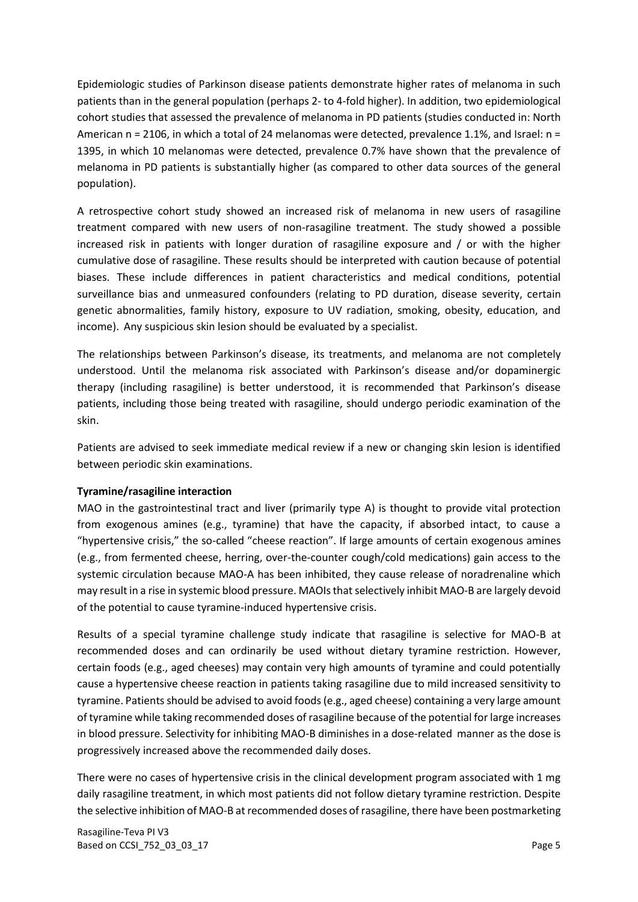Epidemiologic studies of Parkinson disease patients demonstrate higher rates of melanoma in such patients than in the general population (perhaps 2- to 4-fold higher). In addition, two epidemiological cohort studies that assessed the prevalence of melanoma in PD patients (studies conducted in: North American n = 2106, in which a total of 24 melanomas were detected, prevalence 1.1%, and Israel: n = 1395, in which 10 melanomas were detected, prevalence 0.7% have shown that the prevalence of melanoma in PD patients is substantially higher (as compared to other data sources of the general population).

A retrospective cohort study showed an increased risk of melanoma in new users of rasagiline treatment compared with new users of non-rasagiline treatment. The study showed a possible increased risk in patients with longer duration of rasagiline exposure and / or with the higher cumulative dose of rasagiline. These results should be interpreted with caution because of potential biases. These include differences in patient characteristics and medical conditions, potential surveillance bias and unmeasured confounders (relating to PD duration, disease severity, certain genetic abnormalities, family history, exposure to UV radiation, smoking, obesity, education, and income). Any suspicious skin lesion should be evaluated by a specialist.

The relationships between Parkinson's disease, its treatments, and melanoma are not completely understood. Until the melanoma risk associated with Parkinson's disease and/or dopaminergic therapy (including rasagiline) is better understood, it is recommended that Parkinson's disease patients, including those being treated with rasagiline, should undergo periodic examination of the skin.

Patients are advised to seek immediate medical review if a new or changing skin lesion is identified between periodic skin examinations.

**Tyramine/rasagiline interaction**

MAO in the gastrointestinal tract and liver (primarily type A) is thought to provide vital protection from exogenous amines (e.g., tyramine) that have the capacity, if absorbed intact, to cause a "hypertensive crisis," the so-called "cheese reaction". If large amounts of certain exogenous amines (e.g., from fermented cheese, herring, over-the-counter cough/cold medications) gain access to the systemic circulation because MAO-A has been inhibited, they cause release of noradrenaline which may result in a rise in systemic blood pressure. MAOIs that selectively inhibit MAO-B are largely devoid of the potential to cause tyramine-induced hypertensive crisis.

Results of a special tyramine challenge study indicate that rasagiline is selective for MAO-B at recommended doses and can ordinarily be used without dietary tyramine restriction. However, certain foods (e.g., aged cheeses) may contain very high amounts of tyramine and could potentially cause a hypertensive cheese reaction in patients taking rasagiline due to mild increased sensitivity to tyramine. Patients should be advised to avoid foods (e.g., aged cheese) containing a very large amount of tyramine while taking recommended doses of rasagiline because of the potential for large increases in blood pressure. Selectivity for inhibiting MAO-B diminishes in a dose-related manner as the dose is progressively increased above the recommended daily doses.

There were no cases of hypertensive crisis in the clinical development program associated with 1 mg daily rasagiline treatment, in which most patients did not follow dietary tyramine restriction. Despite the selective inhibition of MAO-B at recommended doses of rasagiline, there have been postmarketing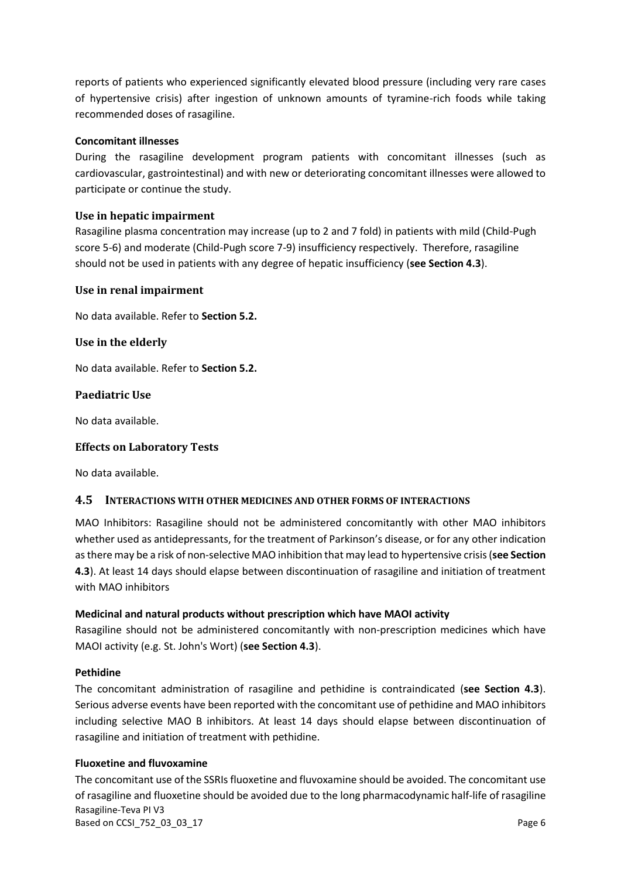reports of patients who experienced significantly elevated blood pressure (including very rare cases of hypertensive crisis) after ingestion of unknown amounts of tyramine-rich foods while taking recommended doses of rasagiline.

**Concomitant illnesses**

During the rasagiline development program patients with concomitant illnesses (such as cardiovascular, gastrointestinal) and with new or deteriorating concomitant illnesses were allowed to participate or continue the study.

### Use in hepatic impairment

Rasagiline plasma concentration may increase (up to 2 and 7 fold) in patients with mild (Child-Pugh score 5-6) and moderate (Child-Pugh score 7-9) insufficiency respectively. Therefore, rasagiline should not be used in patients with any degree of hepatic insufficiency (**see Section 4.3**).

### Use in renal impairment

No data available. Refer to **Section 5.2.**

### Use in the elderly

No data available. Refer to **Section 5.2.**

### Paediatric Use

No data available.

### Effects on Laboratory Tests

No data available.

## 4.5 Interactions with other medicines and other forms of interactions

MAO Inhibitors: Rasagiline should not be administered concomitantly with other MAO inhibitors whether used as antidepressants, for the treatment of Parkinson's disease, or for any other indication as there may be a risk of non-selective MAO inhibition that may lead to hypertensive crisis (**see Section 4.3**). At least 14 days should elapse between discontinuation of rasagiline and initiation of treatment with MAO inhibitors

**Medicinal and natural products without prescription which have MAOI activity**

Rasagiline should not be administered concomitantly with non-prescription medicines which have MAOI activity (e.g. St. John's Wort) (**see Section 4.3**).

**Pethidine**

The concomitant administration of rasagiline and pethidine is contraindicated (**see Section 4.3**). Serious adverse events have been reported with the concomitant use of pethidine and MAO inhibitors including selective MAO B inhibitors. At least 14 days should elapse between discontinuation of rasagiline and initiation of treatment with pethidine.

**Fluoxetine and fluvoxamine**

The concomitant use of the SSRIs fluoxetine and fluvoxamine should be avoided. The concomitant use of rasagiline and fluoxetine should be avoided due to the long pharmacodynamic half-life of rasagiline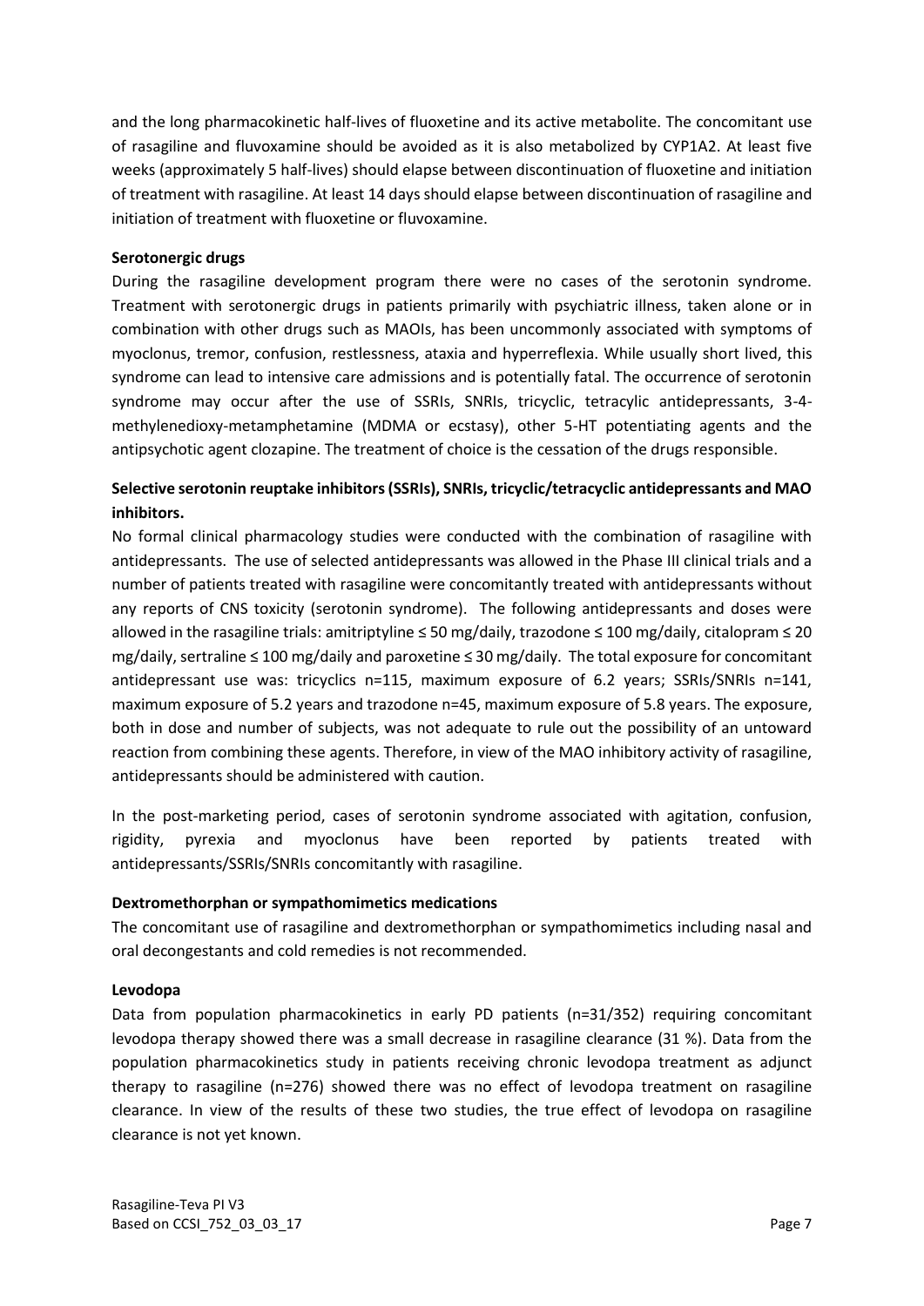and the long pharmacokinetic half-lives of fluoxetine and its active metabolite. The concomitant use of rasagiline and fluvoxamine should be avoided as it is also metabolized by CYP1A2. At least five weeks (approximately 5 half-lives) should elapse between discontinuation of fluoxetine and initiation of treatment with rasagiline. At least 14 days should elapse between discontinuation of rasagiline and initiation of treatment with fluoxetine or fluvoxamine.

**Serotonergic drugs**

During the rasagiline development program there were no cases of the serotonin syndrome. Treatment with serotonergic drugs in patients primarily with psychiatric illness, taken alone or in combination with other drugs such as MAOIs, has been uncommonly associated with symptoms of myoclonus, tremor, confusion, restlessness, ataxia and hyperreflexia. While usually short lived, this syndrome can lead to intensive care admissions and is potentially fatal. The occurrence of serotonin syndrome may occur after the use of SSRIs, SNRIs, tricyclic, tetracylic antidepressants, 3-4-methylenedioxy-metamphetamine (MDMA or ecstasy), other 5-HT potentiating agents and the antipsychotic agent clozapine. The treatment of choice is the cessation of the drugs responsible.

**Selective serotonin reuptake inhibitors (SSRIs), SNRIs, tricyclic/tetracyclic antidepressants and MAO inhibitors.**

No formal clinical pharmacology studies were conducted with the combination of rasagiline with antidepressants. The use of selected antidepressants was allowed in the Phase III clinical trials and a number of patients treated with rasagiline were concomitantly treated with antidepressants without any reports of CNS toxicity (serotonin syndrome). The following antidepressants and doses were allowed in the rasagiline trials: amitriptyline ≤ 50 mg/daily, trazodone ≤ 100 mg/daily, citalopram ≤ 20 mg/daily, sertraline ≤ 100 mg/daily and paroxetine ≤ 30 mg/daily. The total exposure for concomitant antidepressant use was: tricyclics n=115, maximum exposure of 6.2 years; SSRIs/SNRIs n=141, maximum exposure of 5.2 years and trazodone n=45, maximum exposure of 5.8 years. The exposure, both in dose and number of subjects, was not adequate to rule out the possibility of an untoward reaction from combining these agents. Therefore, in view of the MAO inhibitory activity of rasagiline, antidepressants should be administered with caution.

In the post-marketing period, cases of serotonin syndrome associated with agitation, confusion, rigidity, pyrexia and myoclonus have been reported by patients treated with antidepressants/SSRIs/SNRIs concomitantly with rasagiline.

**Dextromethorphan or sympathomimetics medications**

The concomitant use of rasagiline and dextromethorphan or sympathomimetics including nasal and oral decongestants and cold remedies is not recommended.

**Levodopa**

Data from population pharmacokinetics in early PD patients (n=31/352) requiring concomitant levodopa therapy showed there was a small decrease in rasagiline clearance (31 %). Data from the population pharmacokinetics study in patients receiving chronic levodopa treatment as adjunct therapy to rasagiline (n=276) showed there was no effect of levodopa treatment on rasagiline clearance. In view of the results of these two studies, the true effect of levodopa on rasagiline clearance is not yet known.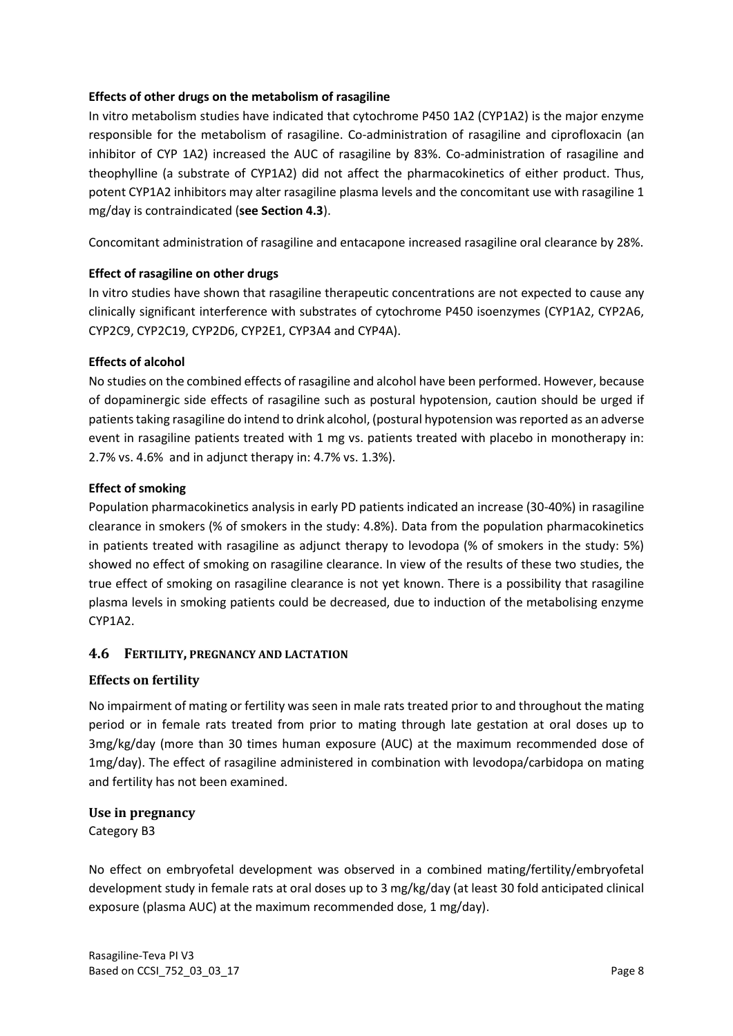**Effects of other drugs on the metabolism of rasagiline**

In vitro metabolism studies have indicated that cytochrome P450 1A2 (CYP1A2) is the major enzyme responsible for the metabolism of rasagiline. Co-administration of rasagiline and ciprofloxacin (an inhibitor of CYP 1A2) increased the AUC of rasagiline by 83%. Co-administration of rasagiline and theophylline (a substrate of CYP1A2) did not affect the pharmacokinetics of either product. Thus, potent CYP1A2 inhibitors may alter rasagiline plasma levels and the concomitant use with rasagiline 1 mg/day is contraindicated (**see Section 4.3**).

Concomitant administration of rasagiline and entacapone increased rasagiline oral clearance by 28%.

**Effect of rasagiline on other drugs**

In vitro studies have shown that rasagiline therapeutic concentrations are not expected to cause any clinically significant interference with substrates of cytochrome P450 isoenzymes (CYP1A2, CYP2A6, CYP2C9, CYP2C19, CYP2D6, CYP2E1, CYP3A4 and CYP4A).

**Effects of alcohol**

No studies on the combined effects of rasagiline and alcohol have been performed. However, because of dopaminergic side effects of rasagiline such as postural hypotension, caution should be urged if patients taking rasagiline do intend to drink alcohol, (postural hypotension was reported as an adverse event in rasagiline patients treated with 1 mg vs. patients treated with placebo in monotherapy in: 2.7% vs. 4.6% and in adjunct therapy in: 4.7% vs. 1.3%).

**Effect of smoking**

Population pharmacokinetics analysis in early PD patients indicated an increase (30-40%) in rasagiline clearance in smokers (% of smokers in the study: 4.8%). Data from the population pharmacokinetics in patients treated with rasagiline as adjunct therapy to levodopa (% of smokers in the study: 5%) showed no effect of smoking on rasagiline clearance. In view of the results of these two studies, the true effect of smoking on rasagiline clearance is not yet known. There is a possibility that rasagiline plasma levels in smoking patients could be decreased, due to induction of the metabolising enzyme CYP1A2.

## 4.6 FERTILITY, PREGNANCY AND LACTATION

### Effects on fertility

No impairment of mating or fertility was seen in male rats treated prior to and throughout the mating period or in female rats treated from prior to mating through late gestation at oral doses up to 3mg/kg/day (more than 30 times human exposure (AUC) at the maximum recommended dose of 1mg/day). The effect of rasagiline administered in combination with levodopa/carbidopa on mating and fertility has not been examined.

### Use in pregnancy

Category B3

No effect on embryofetal development was observed in a combined mating/fertility/embryofetal development study in female rats at oral doses up to 3 mg/kg/day (at least 30 fold anticipated clinical exposure (plasma AUC) at the maximum recommended dose, 1 mg/day).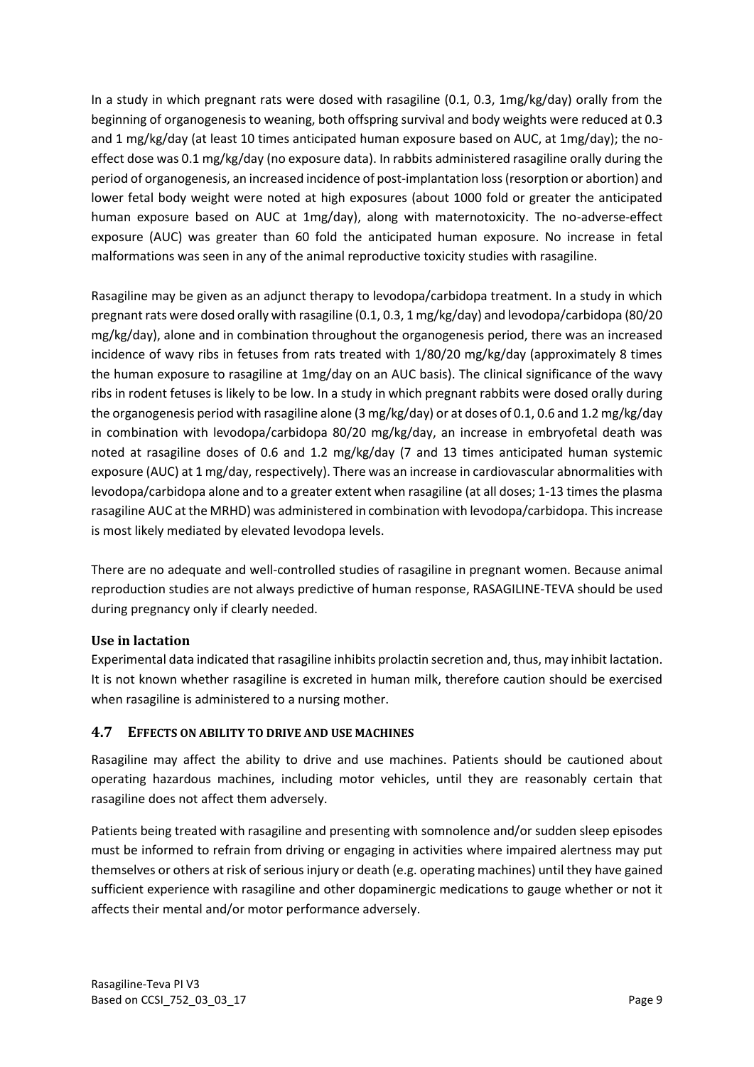In a study in which pregnant rats were dosed with rasagiline (0.1, 0.3, 1mg/kg/day) orally from the beginning of organogenesis to weaning, both offspring survival and body weights were reduced at 0.3 and 1 mg/kg/day (at least 10 times anticipated human exposure based on AUC, at 1mg/day); the no-effect dose was 0.1 mg/kg/day (no exposure data). In rabbits administered rasagiline orally during the period of organogenesis, an increased incidence of post-implantation loss (resorption or abortion) and lower fetal body weight were noted at high exposures (about 1000 fold or greater the anticipated human exposure based on AUC at 1mg/day), along with maternotoxicity. The no-adverse-effect exposure (AUC) was greater than 60 fold the anticipated human exposure. No increase in fetal malformations was seen in any of the animal reproductive toxicity studies with rasagiline.

Rasagiline may be given as an adjunct therapy to levodopa/carbidopa treatment. In a study in which pregnant rats were dosed orally with rasagiline (0.1, 0.3, 1 mg/kg/day) and levodopa/carbidopa (80/20 mg/kg/day), alone and in combination throughout the organogenesis period, there was an increased incidence of wavy ribs in fetuses from rats treated with 1/80/20 mg/kg/day (approximately 8 times the human exposure to rasagiline at 1mg/day on an AUC basis). The clinical significance of the wavy ribs in rodent fetuses is likely to be low. In a study in which pregnant rabbits were dosed orally during the organogenesis period with rasagiline alone (3 mg/kg/day) or at doses of 0.1, 0.6 and 1.2 mg/kg/day in combination with levodopa/carbidopa 80/20 mg/kg/day, an increase in embryofetal death was noted at rasagiline doses of 0.6 and 1.2 mg/kg/day (7 and 13 times anticipated human systemic exposure (AUC) at 1 mg/day, respectively). There was an increase in cardiovascular abnormalities with levodopa/carbidopa alone and to a greater extent when rasagiline (at all doses; 1-13 times the plasma rasagiline AUC at the MRHD) was administered in combination with levodopa/carbidopa. This increase is most likely mediated by elevated levodopa levels.

There are no adequate and well-controlled studies of rasagiline in pregnant women. Because animal reproduction studies are not always predictive of human response, RASAGILINE-TEVA should be used during pregnancy only if clearly needed.

### Use in lactation

Experimental data indicated that rasagiline inhibits prolactin secretion and, thus, may inhibit lactation. It is not known whether rasagiline is excreted in human milk, therefore caution should be exercised when rasagiline is administered to a nursing mother.

## 4.7 Effects on ability to drive and use machines

Rasagiline may affect the ability to drive and use machines. Patients should be cautioned about operating hazardous machines, including motor vehicles, until they are reasonably certain that rasagiline does not affect them adversely.

Patients being treated with rasagiline and presenting with somnolence and/or sudden sleep episodes must be informed to refrain from driving or engaging in activities where impaired alertness may put themselves or others at risk of serious injury or death (e.g. operating machines) until they have gained sufficient experience with rasagiline and other dopaminergic medications to gauge whether or not it affects their mental and/or motor performance adversely.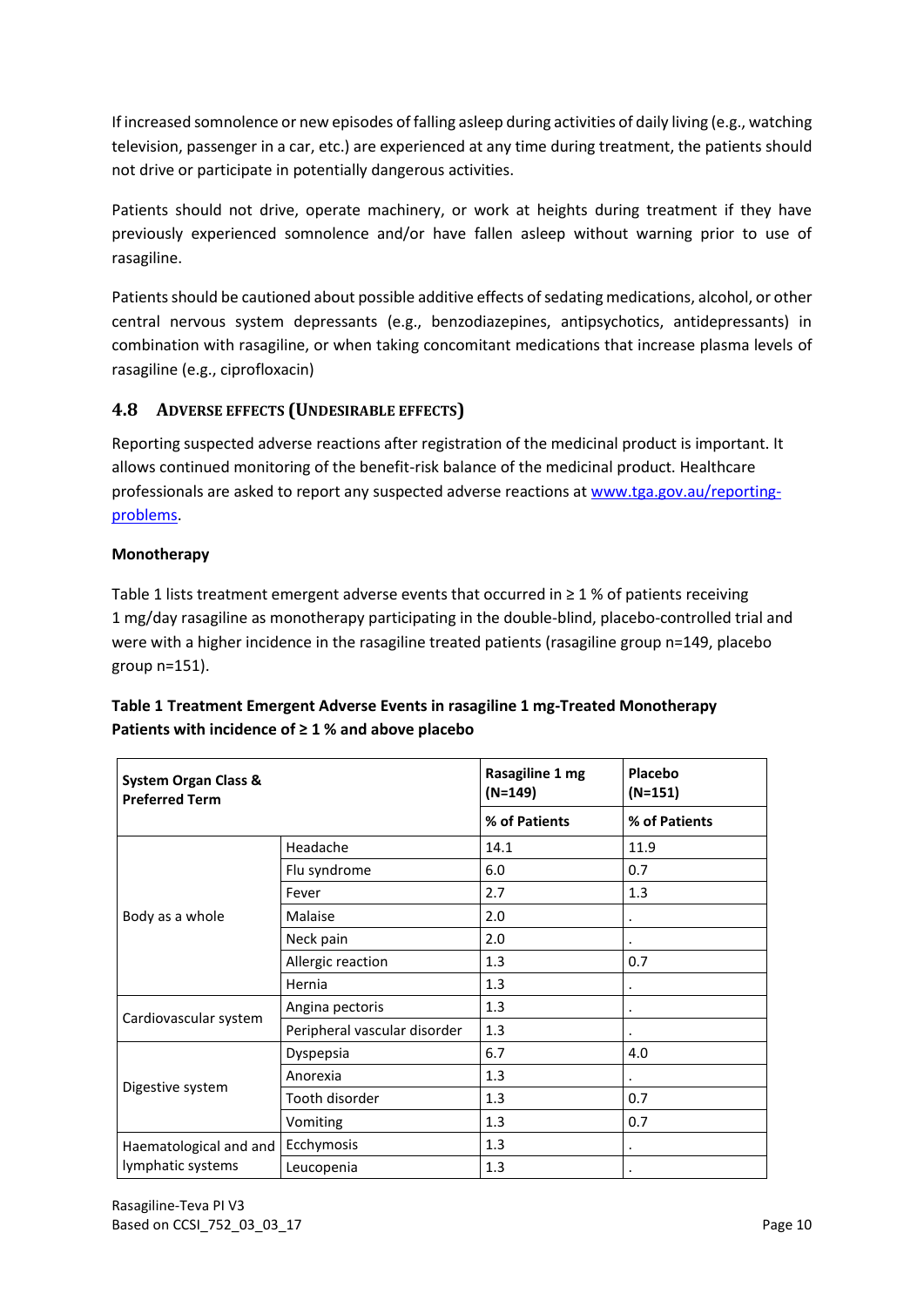If increased somnolence or new episodes of falling asleep during activities of daily living (e.g., watching television, passenger in a car, etc.) are experienced at any time during treatment, the patients should not drive or participate in potentially dangerous activities.

Patients should not drive, operate machinery, or work at heights during treatment if they have previously experienced somnolence and/or have fallen asleep without warning prior to use of rasagiline.

Patients should be cautioned about possible additive effects of sedating medications, alcohol, or other central nervous system depressants (e.g., benzodiazepines, antipsychotics, antidepressants) in combination with rasagiline, or when taking concomitant medications that increase plasma levels of rasagiline (e.g., ciprofloxacin)

## 4.8 Adverse effects (Undesirable effects)

Reporting suspected adverse reactions after registration of the medicinal product is important. It allows continued monitoring of the benefit-risk balance of the medicinal product. Healthcare professionals are asked to report any suspected adverse reactions at [www.tga.gov.au/reporting-problems](www.tga.gov.au/reporting-problems).

**Monotherapy**

Table 1 lists treatment emergent adverse events that occurred in ≥ 1 % of patients receiving 1 mg/day rasagiline as monotherapy participating in the double-blind, placebo-controlled trial and were with a higher incidence in the rasagiline treated patients (rasagiline group n=149, placebo group n=151).

**Table 1 Treatment Emergent Adverse Events in rasagiline 1 mg-Treated Monotherapy Patients with incidence of ≥ 1 % and above placebo**

| System Organ Class & Preferred Term | | Rasagiline 1 mg (N=149) | Placebo (N=151) |
|---|---|---|---|
| | | % of Patients | % of Patients |
| Body as a whole | Headache | 14.1 | 11.9 |
| | Flu syndrome | 6.0 | 0.7 |
| | Fever | 2.7 | 1.3 |
| | Malaise | 2.0 | . |
| | Neck pain | 2.0 | . |
| | Allergic reaction | 1.3 | 0.7 |
| | Hernia | 1.3 | . |
| Cardiovascular system | Angina pectoris | 1.3 | . |
| | Peripheral vascular disorder | 1.3 | . |
| Digestive system | Dyspepsia | 6.7 | 4.0 |
| | Anorexia | 1.3 | . |
| | Tooth disorder | 1.3 | 0.7 |
| | Vomiting | 1.3 | 0.7 |
| Haematological and and lymphatic systems | Ecchymosis | 1.3 | . |
| | Leucopenia | 1.3 | . |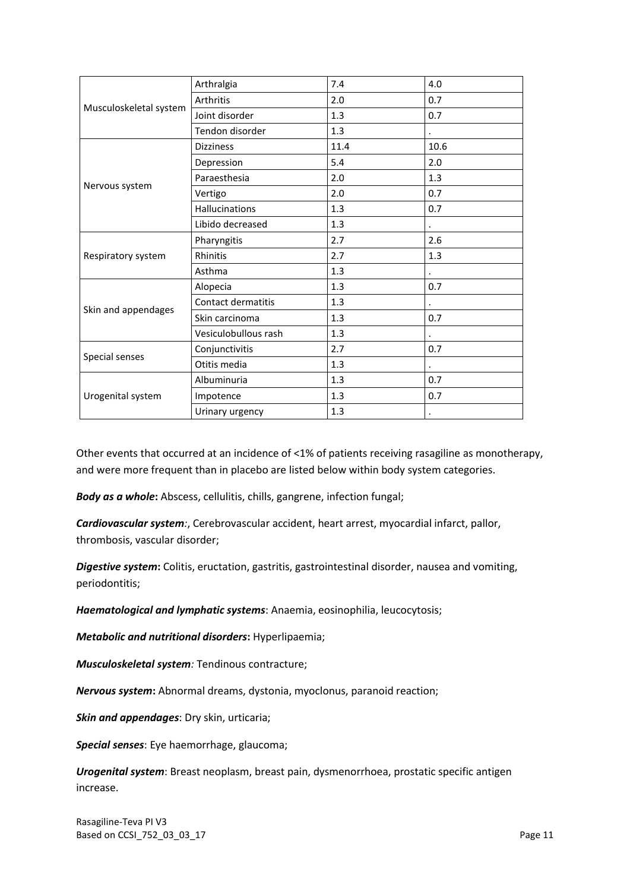| | | | |
|---|---|---|---|
| Musculoskeletal system | Arthralgia | 7.4 | 4.0 |
| | Arthritis | 2.0 | 0.7 |
| | Joint disorder | 1.3 | 0.7 |
| | Tendon disorder | 1.3 | . |
| Nervous system | Dizziness | 11.4 | 10.6 |
| | Depression | 5.4 | 2.0 |
| | Paraesthesia | 2.0 | 1.3 |
| | Vertigo | 2.0 | 0.7 |
| | Hallucinations | 1.3 | 0.7 |
| | Libido decreased | 1.3 | . |
| Respiratory system | Pharyngitis | 2.7 | 2.6 |
| | Rhinitis | 2.7 | 1.3 |
| | Asthma | 1.3 | . |
| Skin and appendages | Alopecia | 1.3 | 0.7 |
| | Contact dermatitis | 1.3 | . |
| | Skin carcinoma | 1.3 | 0.7 |
| | Vesiculobullous rash | 1.3 | . |
| Special senses | Conjunctivitis | 2.7 | 0.7 |
| | Otitis media | 1.3 | . |
| Urogenital system | Albuminuria | 1.3 | 0.7 |
| | Impotence | 1.3 | 0.7 |
| | Urinary urgency | 1.3 | . |

Other events that occurred at an incidence of <1% of patients receiving rasagiline as monotherapy, and were more frequent than in placebo are listed below within body system categories.

***Body as a whole*:** Abscess, cellulitis, chills, gangrene, infection fungal;

***Cardiovascular system*:**, Cerebrovascular accident, heart arrest, myocardial infarct, pallor, thrombosis, vascular disorder;

***Digestive system*:** Colitis, eructation, gastritis, gastrointestinal disorder, nausea and vomiting, periodontitis;

***Haematological and lymphatic systems***: Anaemia, eosinophilia, leucocytosis;

***Metabolic and nutritional disorders*:** Hyperlipaemia;

***Musculoskeletal system*:** Tendinous contracture;

***Nervous system*:** Abnormal dreams, dystonia, myoclonus, paranoid reaction;

***Skin and appendages***: Dry skin, urticaria;

***Special senses***: Eye haemorrhage, glaucoma;

***Urogenital system***: Breast neoplasm, breast pain, dysmenorrhoea, prostatic specific antigen increase.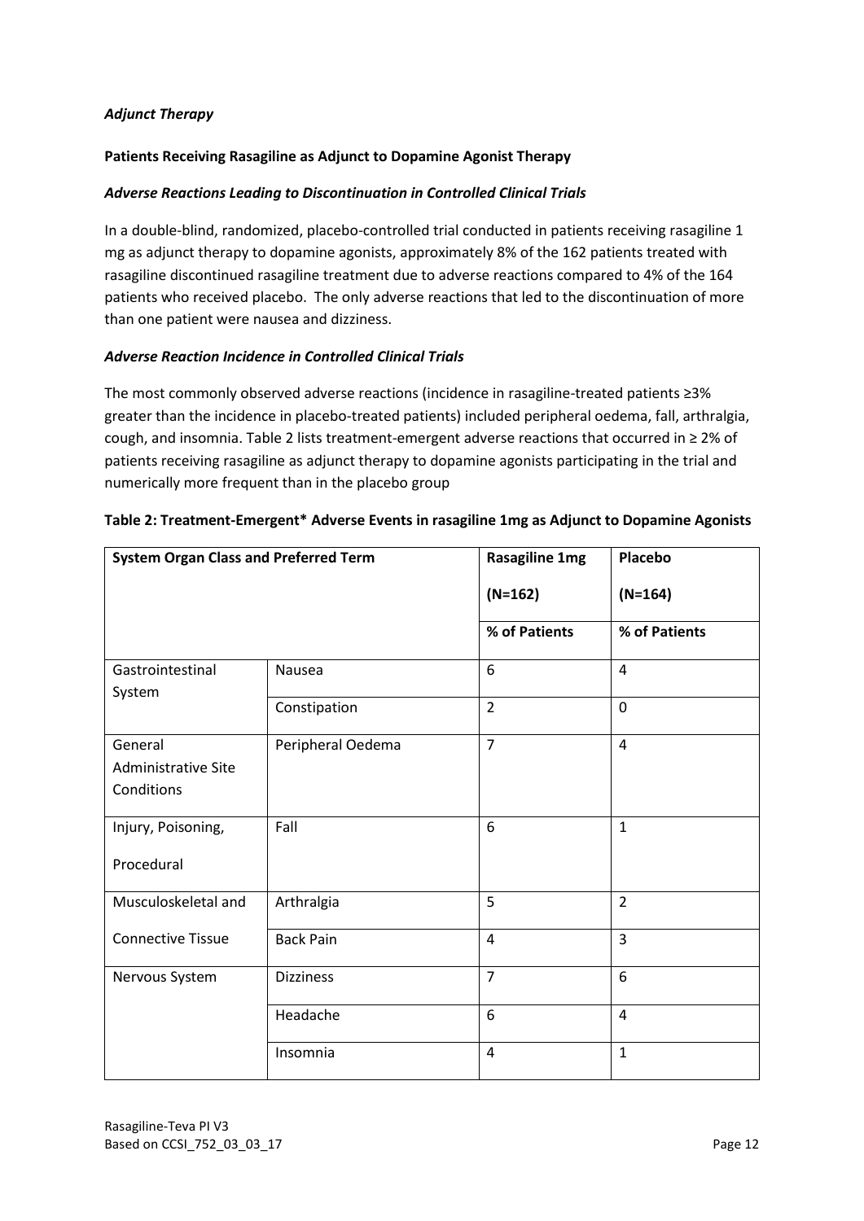*Adjunct Therapy*

**Patients Receiving Rasagiline as Adjunct to Dopamine Agonist Therapy**

***Adverse Reactions Leading to Discontinuation in Controlled Clinical Trials***

In a double-blind, randomized, placebo-controlled trial conducted in patients receiving rasagiline 1 mg as adjunct therapy to dopamine agonists, approximately 8% of the 162 patients treated with rasagiline discontinued rasagiline treatment due to adverse reactions compared to 4% of the 164 patients who received placebo. The only adverse reactions that led to the discontinuation of more than one patient were nausea and dizziness.

***Adverse Reaction Incidence in Controlled Clinical Trials***

The most commonly observed adverse reactions (incidence in rasagiline-treated patients ≥3% greater than the incidence in placebo-treated patients) included peripheral oedema, fall, arthralgia, cough, and insomnia. Table 2 lists treatment-emergent adverse reactions that occurred in ≥ 2% of patients receiving rasagiline as adjunct therapy to dopamine agonists participating in the trial and numerically more frequent than in the placebo group

**Table 2: Treatment-Emergent* Adverse Events in rasagiline 1mg as Adjunct to Dopamine Agonists**

| **System Organ Class and Preferred Term** | | **Rasagiline 1mg (N=162)** | **Placebo (N=164)** |
|---|---|---|---|
| | | **% of Patients** | **% of Patients** |
| Gastrointestinal System | Nausea | 6 | 4 |
| | Constipation | 2 | 0 |
| General Administrative Site Conditions | Peripheral Oedema | 7 | 4 |
| Injury, Poisoning, Procedural | Fall | 6 | 1 |
| Musculoskeletal and Connective Tissue | Arthralgia | 5 | 2 |
| | Back Pain | 4 | 3 |
| Nervous System | Dizziness | 7 | 6 |
| | Headache | 6 | 4 |
| | Insomnia | 4 | 1 |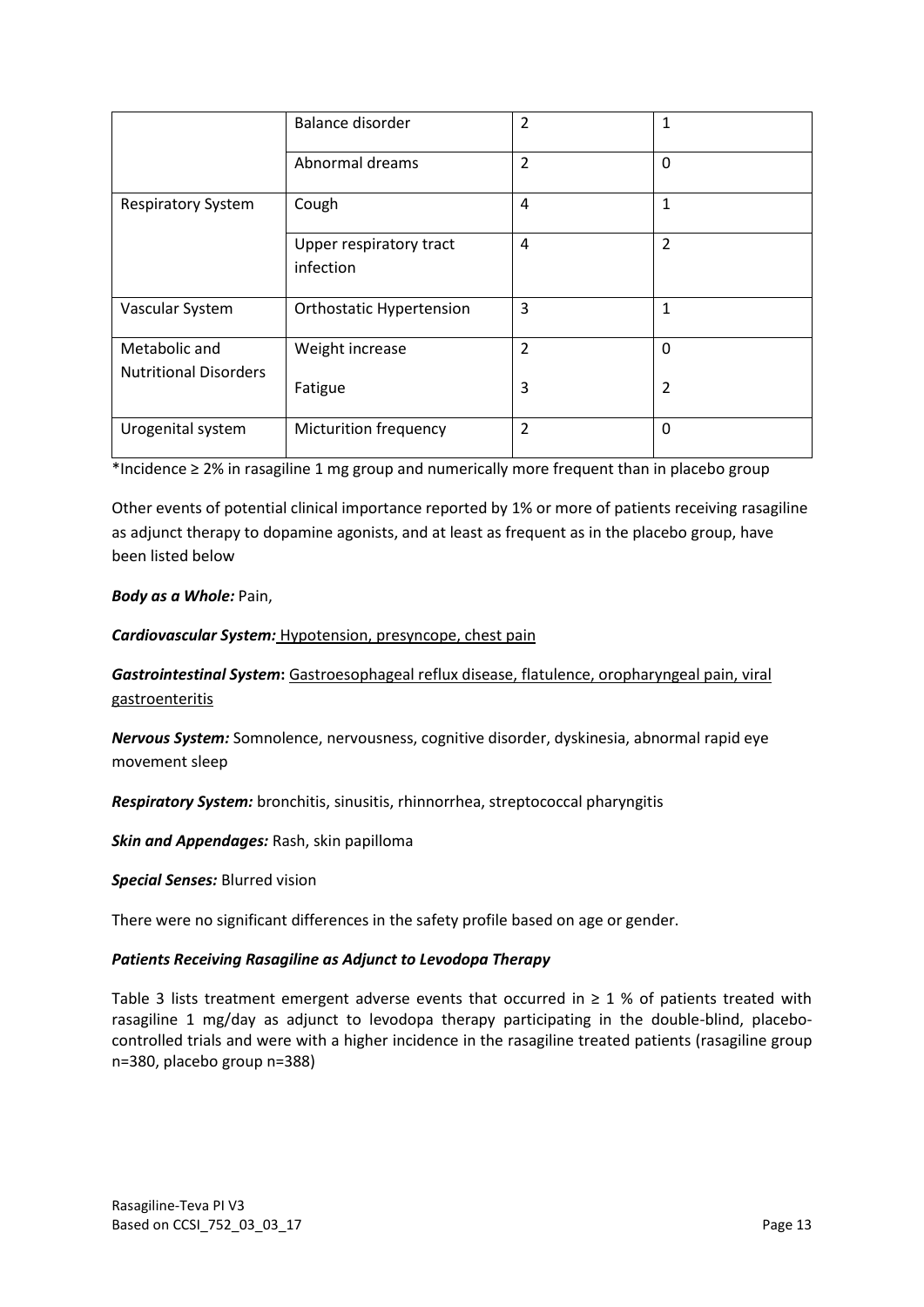| | | | |
|---|---|---|---|
| | Balance disorder | 2 | 1 |
| | Abnormal dreams | 2 | 0 |
| Respiratory System | Cough | 4 | 1 |
| | Upper respiratory tract infection | 4 | 2 |
| Vascular System | Orthostatic Hypertension | 3 | 1 |
| Metabolic and Nutritional Disorders | Weight increase<br><br>Fatigue | 2<br><br>3 | 0<br><br>2 |
| Urogenital system | Micturition frequency | 2 | 0 |

*Incidence ≥ 2% in rasagiline 1 mg group and numerically more frequent than in placebo group

Other events of potential clinical importance reported by 1% or more of patients receiving rasagiline as adjunct therapy to dopamine agonists, and at least as frequent as in the placebo group, have been listed below

***Body as a Whole:*** Pain,

***Cardiovascular System:*** Hypotension, presyncope, chest pain

***Gastrointestinal System*:** Gastroesophageal reflux disease, flatulence, oropharyngeal pain, viral gastroenteritis

***Nervous System:*** Somnolence, nervousness, cognitive disorder, dyskinesia, abnormal rapid eye movement sleep

***Respiratory System:*** bronchitis, sinusitis, rhinnorrhea, streptococcal pharyngitis

***Skin and Appendages:*** Rash, skin papilloma

***Special Senses:*** Blurred vision

There were no significant differences in the safety profile based on age or gender.

***Patients Receiving Rasagiline as Adjunct to Levodopa Therapy***

Table 3 lists treatment emergent adverse events that occurred in ≥ 1 % of patients treated with rasagiline 1 mg/day as adjunct to levodopa therapy participating in the double-blind, placebo-controlled trials and were with a higher incidence in the rasagiline treated patients (rasagiline group n=380, placebo group n=388)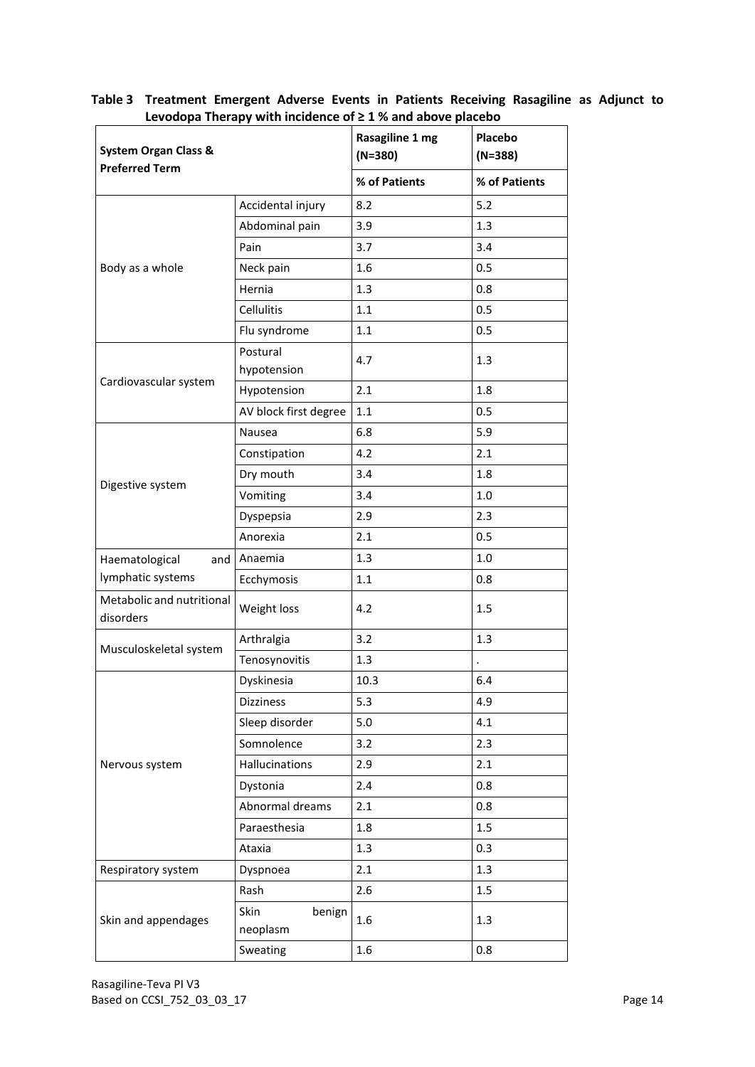**Table 3 Treatment Emergent Adverse Events in Patients Receiving Rasagiline as Adjunct to Levodopa Therapy with incidence of ≥ 1 % and above placebo**

| System Organ Class & Preferred Term | | Rasagiline 1 mg (N=380) | Placebo (N=388) |
|---|---|---|---|
| | | % of Patients | % of Patients |
| Body as a whole | Accidental injury | 8.2 | 5.2 |
| | Abdominal pain | 3.9 | 1.3 |
| | Pain | 3.7 | 3.4 |
| | Neck pain | 1.6 | 0.5 |
| | Hernia | 1.3 | 0.8 |
| | Cellulitis | 1.1 | 0.5 |
| | Flu syndrome | 1.1 | 0.5 |
| Cardiovascular system | Postural hypotension | 4.7 | 1.3 |
| | Hypotension | 2.1 | 1.8 |
| | AV block first degree | 1.1 | 0.5 |
| Digestive system | Nausea | 6.8 | 5.9 |
| | Constipation | 4.2 | 2.1 |
| | Dry mouth | 3.4 | 1.8 |
| | Vomiting | 3.4 | 1.0 |
| | Dyspepsia | 2.9 | 2.3 |
| | Anorexia | 2.1 | 0.5 |
| Haematological and lymphatic systems | Anaemia | 1.3 | 1.0 |
| | Ecchymosis | 1.1 | 0.8 |
| Metabolic and nutritional disorders | Weight loss | 4.2 | 1.5 |
| Musculoskeletal system | Arthralgia | 3.2 | 1.3 |
| | Tenosynovitis | 1.3 | . |
| Nervous system | Dyskinesia | 10.3 | 6.4 |
| | Dizziness | 5.3 | 4.9 |
| | Sleep disorder | 5.0 | 4.1 |
| | Somnolence | 3.2 | 2.3 |
| | Hallucinations | 2.9 | 2.1 |
| | Dystonia | 2.4 | 0.8 |
| | Abnormal dreams | 2.1 | 0.8 |
| | Paraesthesia | 1.8 | 1.5 |
| | Ataxia | 1.3 | 0.3 |
| Respiratory system | Dyspnoea | 2.1 | 1.3 |
| Skin and appendages | Rash | 2.6 | 1.5 |
| | Skin benign neoplasm | 1.6 | 1.3 |
| | Sweating | 1.6 | 0.8 |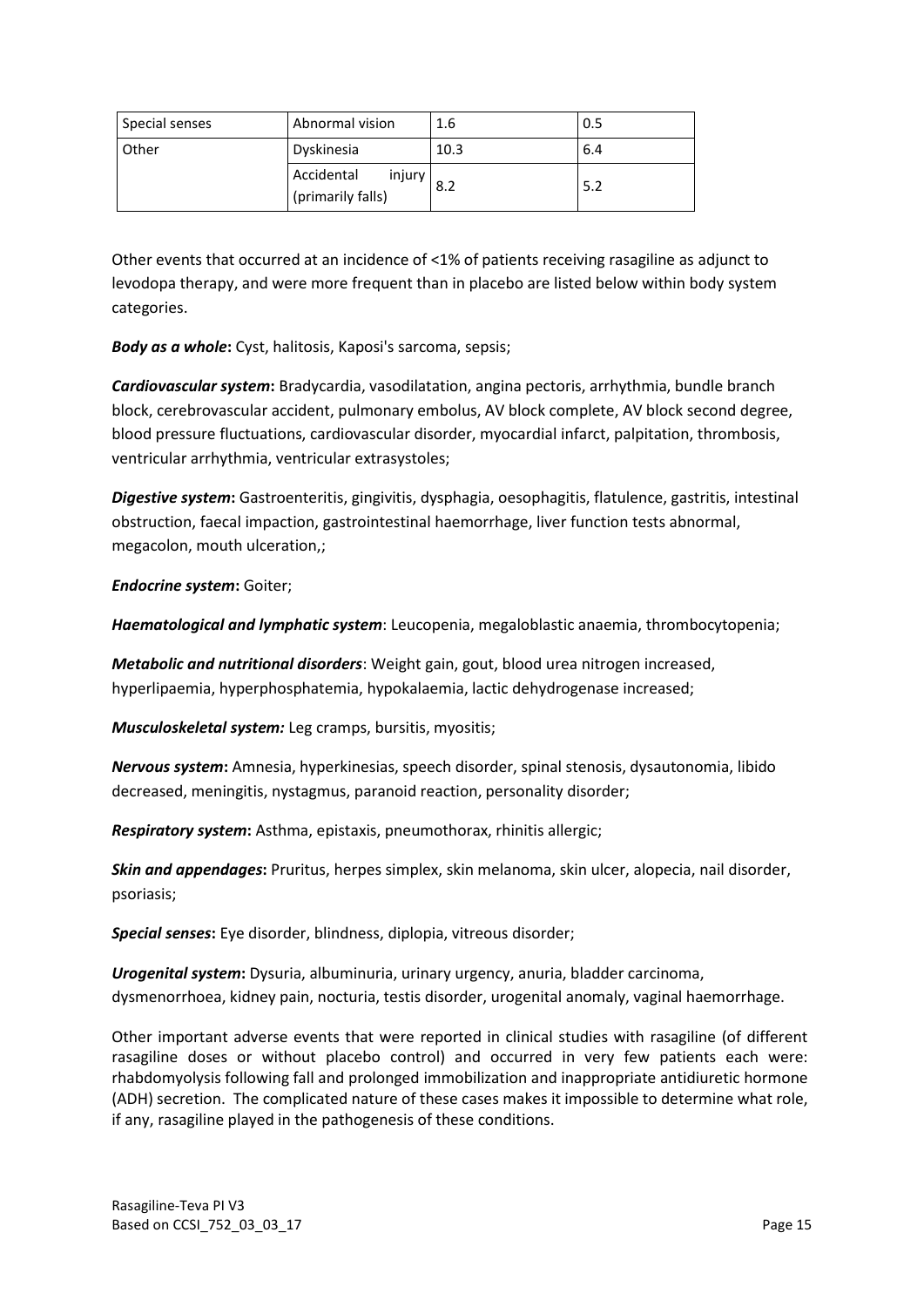| Special senses | Abnormal vision | 1.6 | 0.5 |
|---|---|---|---|
| Other | Dyskinesia | 10.3 | 6.4 |
| | Accidental injury (primarily falls) | 8.2 | 5.2 |

Other events that occurred at an incidence of <1% of patients receiving rasagiline as adjunct to levodopa therapy, and were more frequent than in placebo are listed below within body system categories.

***Body as a whole*:** Cyst, halitosis, Kaposi's sarcoma, sepsis;

***Cardiovascular system*:** Bradycardia, vasodilatation, angina pectoris, arrhythmia, bundle branch block, cerebrovascular accident, pulmonary embolus, AV block complete, AV block second degree, blood pressure fluctuations, cardiovascular disorder, myocardial infarct, palpitation, thrombosis, ventricular arrhythmia, ventricular extrasystoles;

***Digestive system*:** Gastroenteritis, gingivitis, dysphagia, oesophagitis, flatulence, gastritis, intestinal obstruction, faecal impaction, gastrointestinal haemorrhage, liver function tests abnormal, megacolon, mouth ulceration,;

***Endocrine system*:** Goiter;

***Haematological and lymphatic system***: Leucopenia, megaloblastic anaemia, thrombocytopenia;

***Metabolic and nutritional disorders***: Weight gain, gout, blood urea nitrogen increased, hyperlipaemia, hyperphosphatemia, hypokalaemia, lactic dehydrogenase increased;

***Musculoskeletal system:*** Leg cramps, bursitis, myositis;

***Nervous system*:** Amnesia, hyperkinesias, speech disorder, spinal stenosis, dysautonomia, libido decreased, meningitis, nystagmus, paranoid reaction, personality disorder;

***Respiratory system*:** Asthma, epistaxis, pneumothorax, rhinitis allergic;

***Skin and appendages*:** Pruritus, herpes simplex, skin melanoma, skin ulcer, alopecia, nail disorder, psoriasis;

***Special senses*:** Eye disorder, blindness, diplopia, vitreous disorder;

***Urogenital system*:** Dysuria, albuminuria, urinary urgency, anuria, bladder carcinoma, dysmenorrhoea, kidney pain, nocturia, testis disorder, urogenital anomaly, vaginal haemorrhage.

Other important adverse events that were reported in clinical studies with rasagiline (of different rasagiline doses or without placebo control) and occurred in very few patients each were: rhabdomyolysis following fall and prolonged immobilization and inappropriate antidiuretic hormone (ADH) secretion. The complicated nature of these cases makes it impossible to determine what role, if any, rasagiline played in the pathogenesis of these conditions.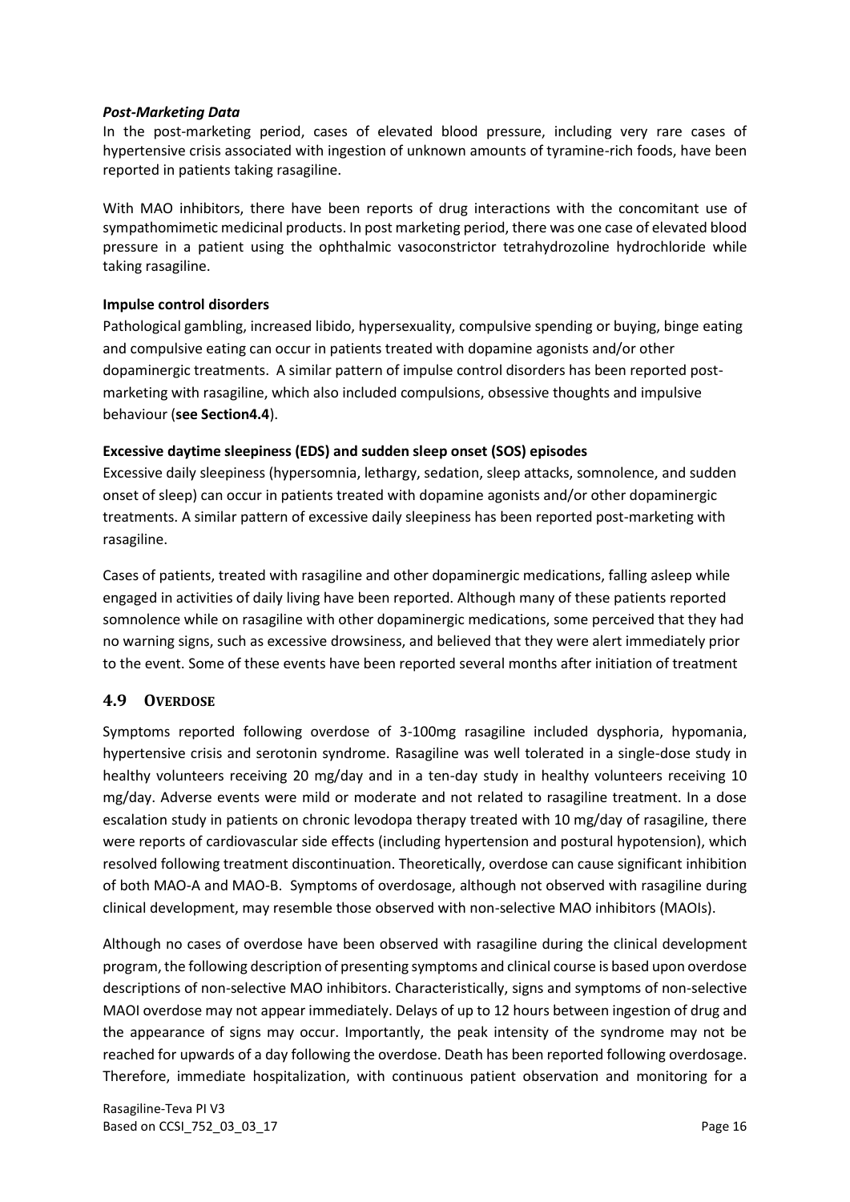***Post-Marketing Data***

In the post-marketing period, cases of elevated blood pressure, including very rare cases of hypertensive crisis associated with ingestion of unknown amounts of tyramine-rich foods, have been reported in patients taking rasagiline.

With MAO inhibitors, there have been reports of drug interactions with the concomitant use of sympathomimetic medicinal products. In post marketing period, there was one case of elevated blood pressure in a patient using the ophthalmic vasoconstrictor tetrahydrozoline hydrochloride while taking rasagiline.

**Impulse control disorders**

Pathological gambling, increased libido, hypersexuality, compulsive spending or buying, binge eating and compulsive eating can occur in patients treated with dopamine agonists and/or other dopaminergic treatments. A similar pattern of impulse control disorders has been reported post-marketing with rasagiline, which also included compulsions, obsessive thoughts and impulsive behaviour (**see Section4.4**).

**Excessive daytime sleepiness (EDS) and sudden sleep onset (SOS) episodes**

Excessive daily sleepiness (hypersomnia, lethargy, sedation, sleep attacks, somnolence, and sudden onset of sleep) can occur in patients treated with dopamine agonists and/or other dopaminergic treatments. A similar pattern of excessive daily sleepiness has been reported post-marketing with rasagiline.

Cases of patients, treated with rasagiline and other dopaminergic medications, falling asleep while engaged in activities of daily living have been reported. Although many of these patients reported somnolence while on rasagiline with other dopaminergic medications, some perceived that they had no warning signs, such as excessive drowsiness, and believed that they were alert immediately prior to the event. Some of these events have been reported several months after initiation of treatment

## 4.9 Overdose

Symptoms reported following overdose of 3-100mg rasagiline included dysphoria, hypomania, hypertensive crisis and serotonin syndrome. Rasagiline was well tolerated in a single-dose study in healthy volunteers receiving 20 mg/day and in a ten-day study in healthy volunteers receiving 10 mg/day. Adverse events were mild or moderate and not related to rasagiline treatment. In a dose escalation study in patients on chronic levodopa therapy treated with 10 mg/day of rasagiline, there were reports of cardiovascular side effects (including hypertension and postural hypotension), which resolved following treatment discontinuation. Theoretically, overdose can cause significant inhibition of both MAO-A and MAO-B. Symptoms of overdosage, although not observed with rasagiline during clinical development, may resemble those observed with non-selective MAO inhibitors (MAOIs).

Although no cases of overdose have been observed with rasagiline during the clinical development program, the following description of presenting symptoms and clinical course is based upon overdose descriptions of non-selective MAO inhibitors. Characteristically, signs and symptoms of non-selective MAOI overdose may not appear immediately. Delays of up to 12 hours between ingestion of drug and the appearance of signs may occur. Importantly, the peak intensity of the syndrome may not be reached for upwards of a day following the overdose. Death has been reported following overdosage. Therefore, immediate hospitalization, with continuous patient observation and monitoring for a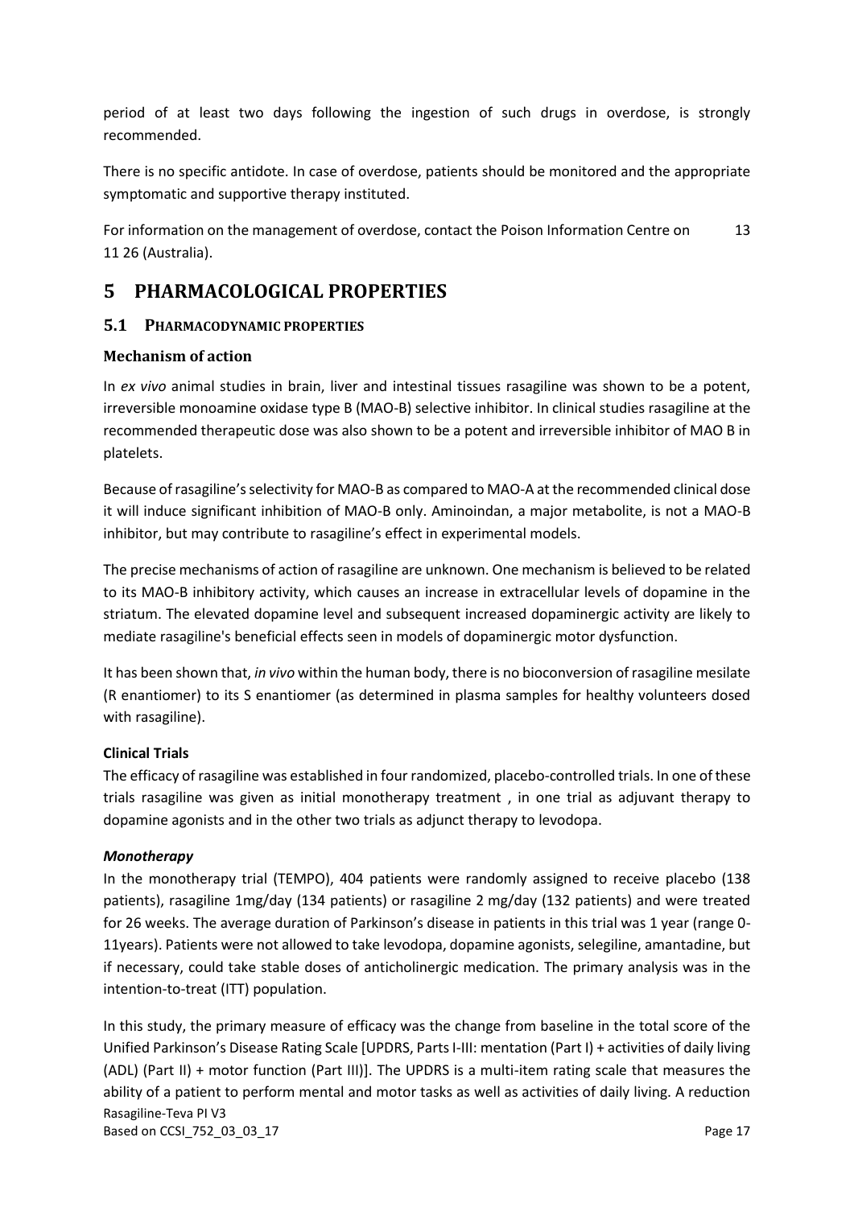period of at least two days following the ingestion of such drugs in overdose, is strongly recommended.

There is no specific antidote. In case of overdose, patients should be monitored and the appropriate symptomatic and supportive therapy instituted.

For information on the management of overdose, contact the Poison Information Centre on 13 11 26 (Australia).

# 5 PHARMACOLOGICAL PROPERTIES

## 5.1 PHARMACODYNAMIC PROPERTIES

### Mechanism of action

In *ex vivo* animal studies in brain, liver and intestinal tissues rasagiline was shown to be a potent, irreversible monoamine oxidase type B (MAO-B) selective inhibitor. In clinical studies rasagiline at the recommended therapeutic dose was also shown to be a potent and irreversible inhibitor of MAO B in platelets.

Because of rasagiline's selectivity for MAO-B as compared to MAO-A at the recommended clinical dose it will induce significant inhibition of MAO-B only. Aminoindan, a major metabolite, is not a MAO-B inhibitor, but may contribute to rasagiline's effect in experimental models.

The precise mechanisms of action of rasagiline are unknown. One mechanism is believed to be related to its MAO-B inhibitory activity, which causes an increase in extracellular levels of dopamine in the striatum. The elevated dopamine level and subsequent increased dopaminergic activity are likely to mediate rasagiline's beneficial effects seen in models of dopaminergic motor dysfunction.

It has been shown that, *in vivo* within the human body, there is no bioconversion of rasagiline mesilate (R enantiomer) to its S enantiomer (as determined in plasma samples for healthy volunteers dosed with rasagiline).

**Clinical Trials**

The efficacy of rasagiline was established in four randomized, placebo-controlled trials. In one of these trials rasagiline was given as initial monotherapy treatment , in one trial as adjuvant therapy to dopamine agonists and in the other two trials as adjunct therapy to levodopa.

***Monotherapy***

In the monotherapy trial (TEMPO), 404 patients were randomly assigned to receive placebo (138 patients), rasagiline 1mg/day (134 patients) or rasagiline 2 mg/day (132 patients) and were treated for 26 weeks. The average duration of Parkinson's disease in patients in this trial was 1 year (range 0-11years). Patients were not allowed to take levodopa, dopamine agonists, selegiline, amantadine, but if necessary, could take stable doses of anticholinergic medication. The primary analysis was in the intention-to-treat (ITT) population.

In this study, the primary measure of efficacy was the change from baseline in the total score of the Unified Parkinson's Disease Rating Scale [UPDRS, Parts I-III: mentation (Part I) + activities of daily living (ADL) (Part II) + motor function (Part III)]. The UPDRS is a multi-item rating scale that measures the ability of a patient to perform mental and motor tasks as well as activities of daily living. A reduction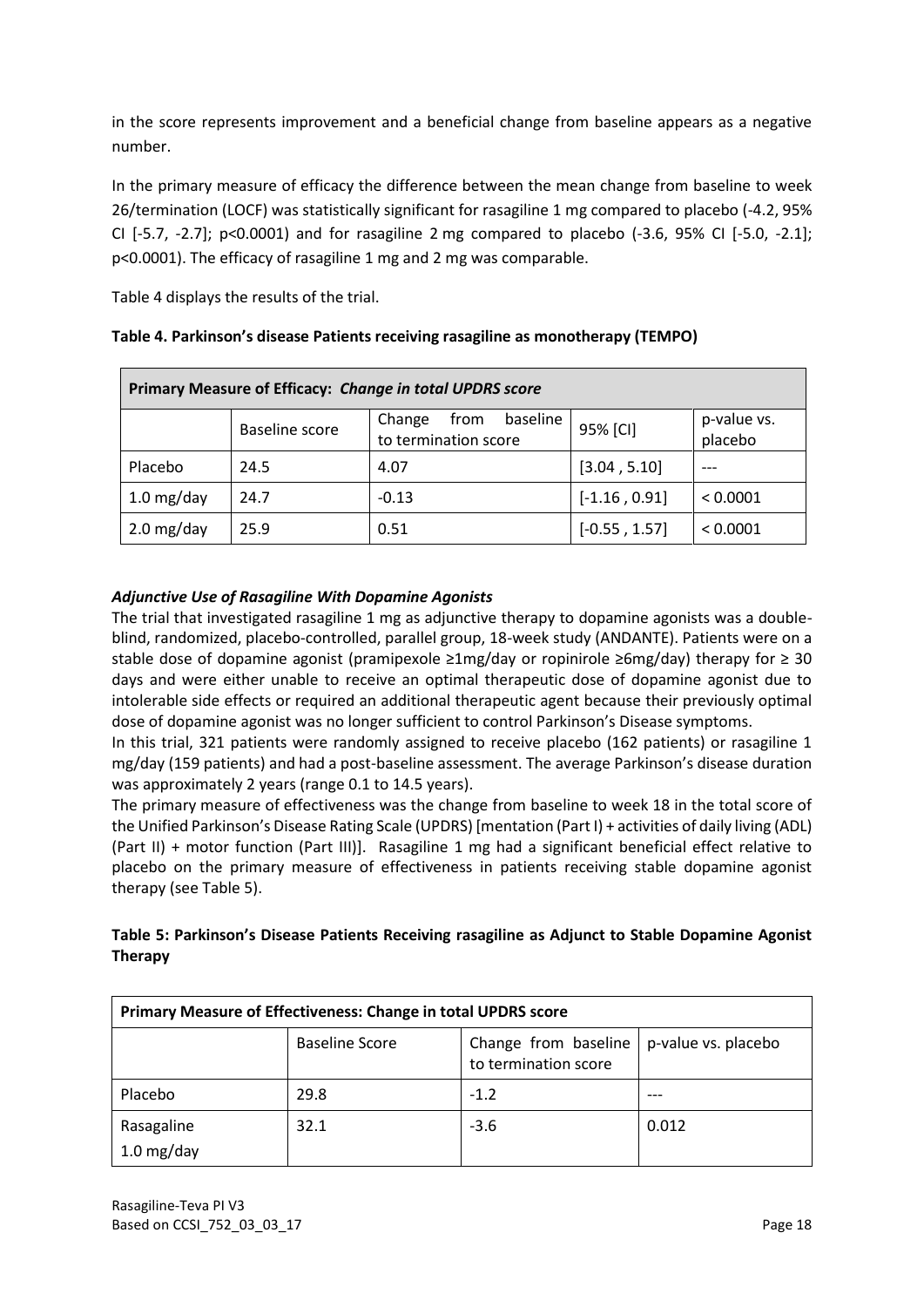in the score represents improvement and a beneficial change from baseline appears as a negative number.

In the primary measure of efficacy the difference between the mean change from baseline to week 26/termination (LOCF) was statistically significant for rasagiline 1 mg compared to placebo (-4.2, 95% CI [-5.7, -2.7]; p<0.0001) and for rasagiline 2 mg compared to placebo (-3.6, 95% CI [-5.0, -2.1]; p<0.0001). The efficacy of rasagiline 1 mg and 2 mg was comparable.

Table 4 displays the results of the trial.

**Table 4. Parkinson's disease Patients receiving rasagiline as monotherapy (TEMPO)**

| **Primary Measure of Efficacy:** ***Change in total UPDRS score*** | | | | |
|---|---|---|---|---|
| | Baseline score | Change from baseline to termination score | 95% [CI] | p-value vs. placebo |
| Placebo | 24.5 | 4.07 | [3.04 , 5.10] | --- |
| 1.0 mg/day | 24.7 | -0.13 | [-1.16 , 0.91] | < 0.0001 |
| 2.0 mg/day | 25.9 | 0.51 | [-0.55 , 1.57] | < 0.0001 |

***Adjunctive Use of Rasagiline With Dopamine Agonists***

The trial that investigated rasagiline 1 mg as adjunctive therapy to dopamine agonists was a double-blind, randomized, placebo-controlled, parallel group, 18-week study (ANDANTE). Patients were on a stable dose of dopamine agonist (pramipexole ≥1mg/day or ropinirole ≥6mg/day) therapy for ≥ 30 days and were either unable to receive an optimal therapeutic dose of dopamine agonist due to intolerable side effects or required an additional therapeutic agent because their previously optimal dose of dopamine agonist was no longer sufficient to control Parkinson's Disease symptoms.

In this trial, 321 patients were randomly assigned to receive placebo (162 patients) or rasagiline 1 mg/day (159 patients) and had a post-baseline assessment. The average Parkinson's disease duration was approximately 2 years (range 0.1 to 14.5 years).

The primary measure of effectiveness was the change from baseline to week 18 in the total score of the Unified Parkinson's Disease Rating Scale (UPDRS) [mentation (Part I) + activities of daily living (ADL) (Part II) + motor function (Part III)]. Rasagiline 1 mg had a significant beneficial effect relative to placebo on the primary measure of effectiveness in patients receiving stable dopamine agonist therapy (see Table 5).

**Table 5: Parkinson's Disease Patients Receiving rasagiline as Adjunct to Stable Dopamine Agonist Therapy**

| **Primary Measure of Effectiveness: Change in total UPDRS score** | | | |
|---|---|---|---|
| | Baseline Score | Change from baseline to termination score | p-value vs. placebo |
| Placebo | 29.8 | -1.2 | --- |
| Rasagaline 1.0 mg/day | 32.1 | -3.6 | 0.012 |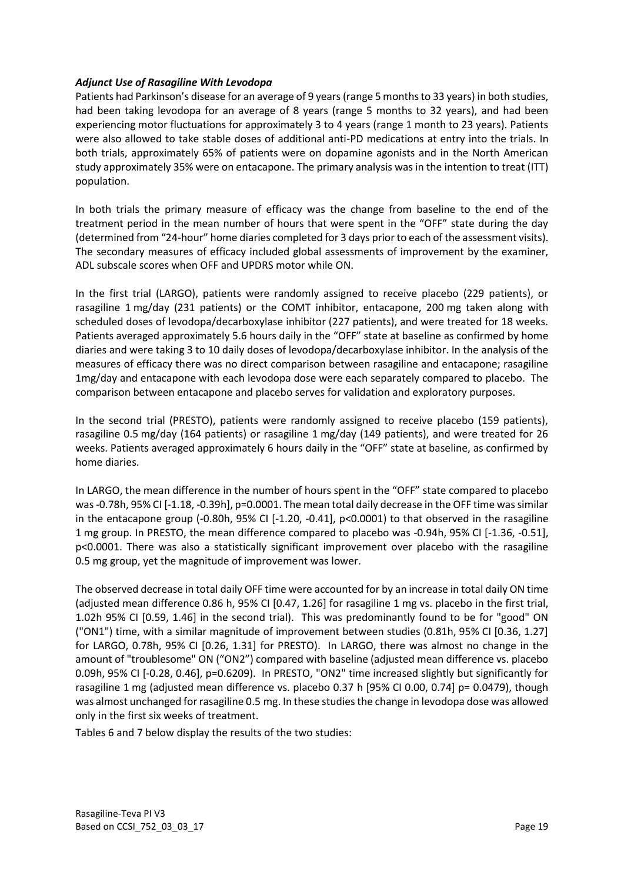### *Adjunct Use of Rasagiline With Levodopa*

Patients had Parkinson's disease for an average of 9 years (range 5 months to 33 years) in both studies, had been taking levodopa for an average of 8 years (range 5 months to 32 years), and had been experiencing motor fluctuations for approximately 3 to 4 years (range 1 month to 23 years). Patients were also allowed to take stable doses of additional anti-PD medications at entry into the trials. In both trials, approximately 65% of patients were on dopamine agonists and in the North American study approximately 35% were on entacapone. The primary analysis was in the intention to treat (ITT) population.

In both trials the primary measure of efficacy was the change from baseline to the end of the treatment period in the mean number of hours that were spent in the "OFF" state during the day (determined from "24-hour" home diaries completed for 3 days prior to each of the assessment visits). The secondary measures of efficacy included global assessments of improvement by the examiner, ADL subscale scores when OFF and UPDRS motor while ON.

In the first trial (LARGO), patients were randomly assigned to receive placebo (229 patients), or rasagiline 1 mg/day (231 patients) or the COMT inhibitor, entacapone, 200 mg taken along with scheduled doses of levodopa/decarboxylase inhibitor (227 patients), and were treated for 18 weeks. Patients averaged approximately 5.6 hours daily in the "OFF" state at baseline as confirmed by home diaries and were taking 3 to 10 daily doses of levodopa/decarboxylase inhibitor. In the analysis of the measures of efficacy there was no direct comparison between rasagiline and entacapone; rasagiline 1mg/day and entacapone with each levodopa dose were each separately compared to placebo. The comparison between entacapone and placebo serves for validation and exploratory purposes.

In the second trial (PRESTO), patients were randomly assigned to receive placebo (159 patients), rasagiline 0.5 mg/day (164 patients) or rasagiline 1 mg/day (149 patients), and were treated for 26 weeks. Patients averaged approximately 6 hours daily in the "OFF" state at baseline, as confirmed by home diaries.

In LARGO, the mean difference in the number of hours spent in the "OFF" state compared to placebo was -0.78h, 95% CI [-1.18, -0.39h], p=0.0001. The mean total daily decrease in the OFF time was similar in the entacapone group (-0.80h, 95% CI [-1.20, -0.41], p<0.0001) to that observed in the rasagiline 1 mg group. In PRESTO, the mean difference compared to placebo was -0.94h, 95% CI [-1.36, -0.51], p<0.0001. There was also a statistically significant improvement over placebo with the rasagiline 0.5 mg group, yet the magnitude of improvement was lower.

The observed decrease in total daily OFF time were accounted for by an increase in total daily ON time (adjusted mean difference 0.86 h, 95% CI [0.47, 1.26] for rasagiline 1 mg vs. placebo in the first trial, 1.02h 95% CI [0.59, 1.46] in the second trial). This was predominantly found to be for "good" ON ("ON1") time, with a similar magnitude of improvement between studies (0.81h, 95% CI [0.36, 1.27] for LARGO, 0.78h, 95% CI [0.26, 1.31] for PRESTO). In LARGO, there was almost no change in the amount of "troublesome" ON ("ON2") compared with baseline (adjusted mean difference vs. placebo 0.09h, 95% CI [-0.28, 0.46], p=0.6209). In PRESTO, "ON2" time increased slightly but significantly for rasagiline 1 mg (adjusted mean difference vs. placebo 0.37 h [95% CI 0.00, 0.74] p= 0.0479), though was almost unchanged for rasagiline 0.5 mg. In these studies the change in levodopa dose was allowed only in the first six weeks of treatment.

Tables 6 and 7 below display the results of the two studies: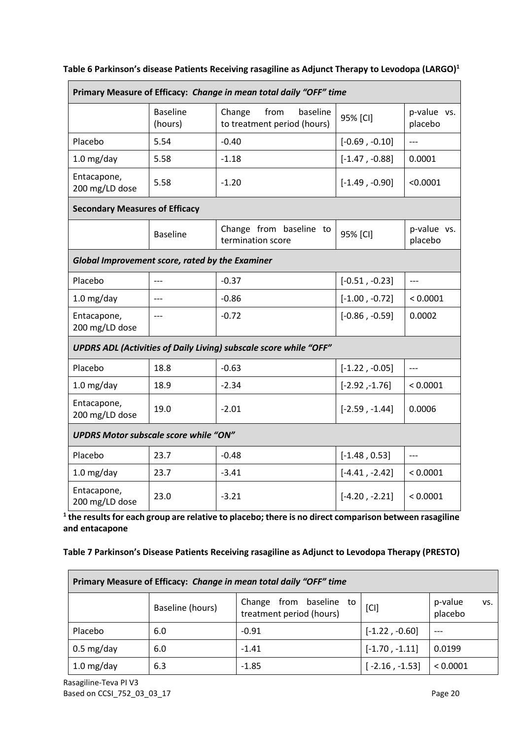**Table 6 Parkinson's disease Patients Receiving rasagiline as Adjunct Therapy to Levodopa (LARGO)[1]**

| **Primary Measure of Efficacy:** ***Change in mean total daily "OFF" time*** | | | | |
|---|---|---|---|---|
| | Baseline (hours) | Change from baseline to treatment period (hours) | 95% [CI] | p-value vs. placebo |
| Placebo | 5.54 | -0.40 | [-0.69 , -0.10] | --- |
| 1.0 mg/day | 5.58 | -1.18 | [-1.47 , -0.88] | 0.0001 |
| Entacapone, 200 mg/LD dose | 5.58 | -1.20 | [-1.49 , -0.90] | <0.0001 |
| **Secondary Measures of Efficacy** | | | | |
| | Baseline | Change from baseline to termination score | 95% [CI] | p-value vs. placebo |
| ***Global Improvement score, rated by the Examiner*** | | | | |
| Placebo | --- | -0.37 | [-0.51 , -0.23] | --- |
| 1.0 mg/day | --- | -0.86 | [-1.00 , -0.72] | < 0.0001 |
| Entacapone, 200 mg/LD dose | --- | -0.72 | [-0.86 , -0.59] | 0.0002 |
| ***UPDRS ADL (Activities of Daily Living) subscale score while "OFF"*** | | | | |
| Placebo | 18.8 | -0.63 | [-1.22 , -0.05] | --- |
| 1.0 mg/day | 18.9 | -2.34 | [-2.92 ,-1.76] | < 0.0001 |
| Entacapone, 200 mg/LD dose | 19.0 | -2.01 | [-2.59 , -1.44] | 0.0006 |
| ***UPDRS Motor subscale score while "ON"*** | | | | |
| Placebo | 23.7 | -0.48 | [-1.48 , 0.53] | --- |
| 1.0 mg/day | 23.7 | -3.41 | [-4.41 , -2.42] | < 0.0001 |
| Entacapone, 200 mg/LD dose | 23.0 | -3.21 | [-4.20 , -2.21] | < 0.0001 |

**[1] the results for each group are relative to placebo; there is no direct comparison between rasagiline and entacapone**

**Table 7 Parkinson's Disease Patients Receiving rasagiline as Adjunct to Levodopa Therapy (PRESTO)**

| **Primary Measure of Efficacy:** ***Change in mean total daily "OFF" time*** | | | | |
|---|---|---|---|---|
| | Baseline (hours) | Change from baseline to treatment period (hours) | [CI] | p-value vs. placebo |
| Placebo | 6.0 | -0.91 | [-1.22 , -0.60] | --- |
| 0.5 mg/day | 6.0 | -1.41 | [-1.70 , -1.11] | 0.0199 |
| 1.0 mg/day | 6.3 | -1.85 | [ -2.16 , -1.53] | < 0.0001 |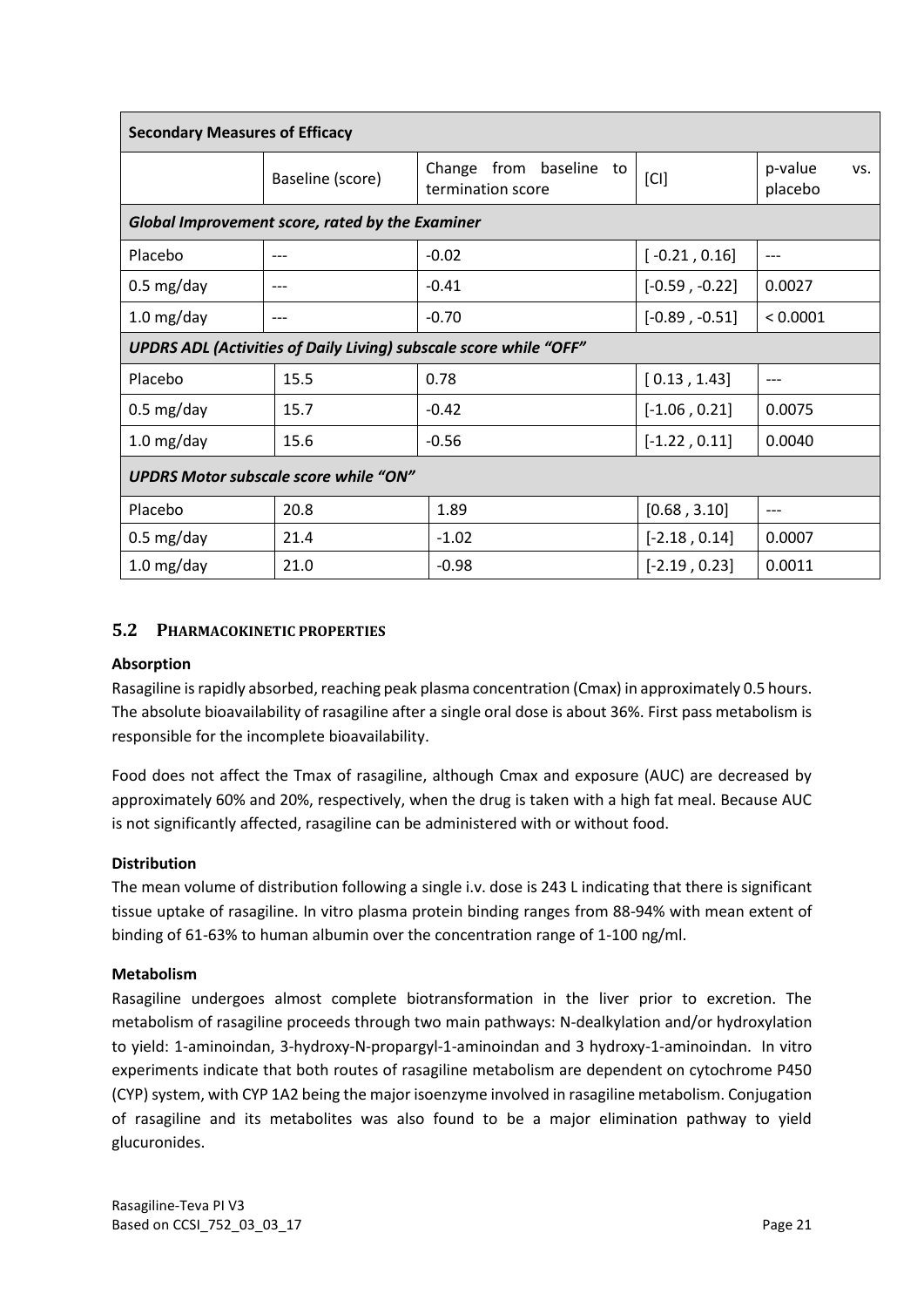| Secondary Measures of Efficacy | | | | |
|---|---|---|---|---|
| | Baseline (score) | Change from baseline to termination score | [CI] | p-value vs. placebo |
| ***Global Improvement score, rated by the Examiner*** | | | | |
| Placebo | --- | -0.02 | [ -0.21 , 0.16] | --- |
| 0.5 mg/day | --- | -0.41 | [-0.59 , -0.22] | 0.0027 |
| 1.0 mg/day | --- | -0.70 | [-0.89 , -0.51] | < 0.0001 |
| ***UPDRS ADL (Activities of Daily Living) subscale score while "OFF"*** | | | | |
| Placebo | 15.5 | 0.78 | [ 0.13 , 1.43] | --- |
| 0.5 mg/day | 15.7 | -0.42 | [-1.06 , 0.21] | 0.0075 |
| 1.0 mg/day | 15.6 | -0.56 | [-1.22 , 0.11] | 0.0040 |
| ***UPDRS Motor subscale score while "ON"*** | | | | |
| Placebo | 20.8 | 1.89 | [0.68 , 3.10] | --- |
| 0.5 mg/day | 21.4 | -1.02 | [-2.18 , 0.14] | 0.0007 |
| 1.0 mg/day | 21.0 | -0.98 | [-2.19 , 0.23] | 0.0011 |

## 5.2 PHARMACOKINETIC PROPERTIES

**Absorption**

Rasagiline is rapidly absorbed, reaching peak plasma concentration (Cmax) in approximately 0.5 hours. The absolute bioavailability of rasagiline after a single oral dose is about 36%. First pass metabolism is responsible for the incomplete bioavailability.

Food does not affect the Tmax of rasagiline, although Cmax and exposure (AUC) are decreased by approximately 60% and 20%, respectively, when the drug is taken with a high fat meal. Because AUC is not significantly affected, rasagiline can be administered with or without food.

**Distribution**

The mean volume of distribution following a single i.v. dose is 243 L indicating that there is significant tissue uptake of rasagiline. In vitro plasma protein binding ranges from 88-94% with mean extent of binding of 61-63% to human albumin over the concentration range of 1-100 ng/ml.

**Metabolism**

Rasagiline undergoes almost complete biotransformation in the liver prior to excretion. The metabolism of rasagiline proceeds through two main pathways: N-dealkylation and/or hydroxylation to yield: 1-aminoindan, 3-hydroxy-N-propargyl-1-aminoindan and 3 hydroxy-1-aminoindan. In vitro experiments indicate that both routes of rasagiline metabolism are dependent on cytochrome P450 (CYP) system, with CYP 1A2 being the major isoenzyme involved in rasagiline metabolism. Conjugation of rasagiline and its metabolites was also found to be a major elimination pathway to yield glucuronides.

Rasagiline-Teva PI V3
Based on CCSI_752_03_03_17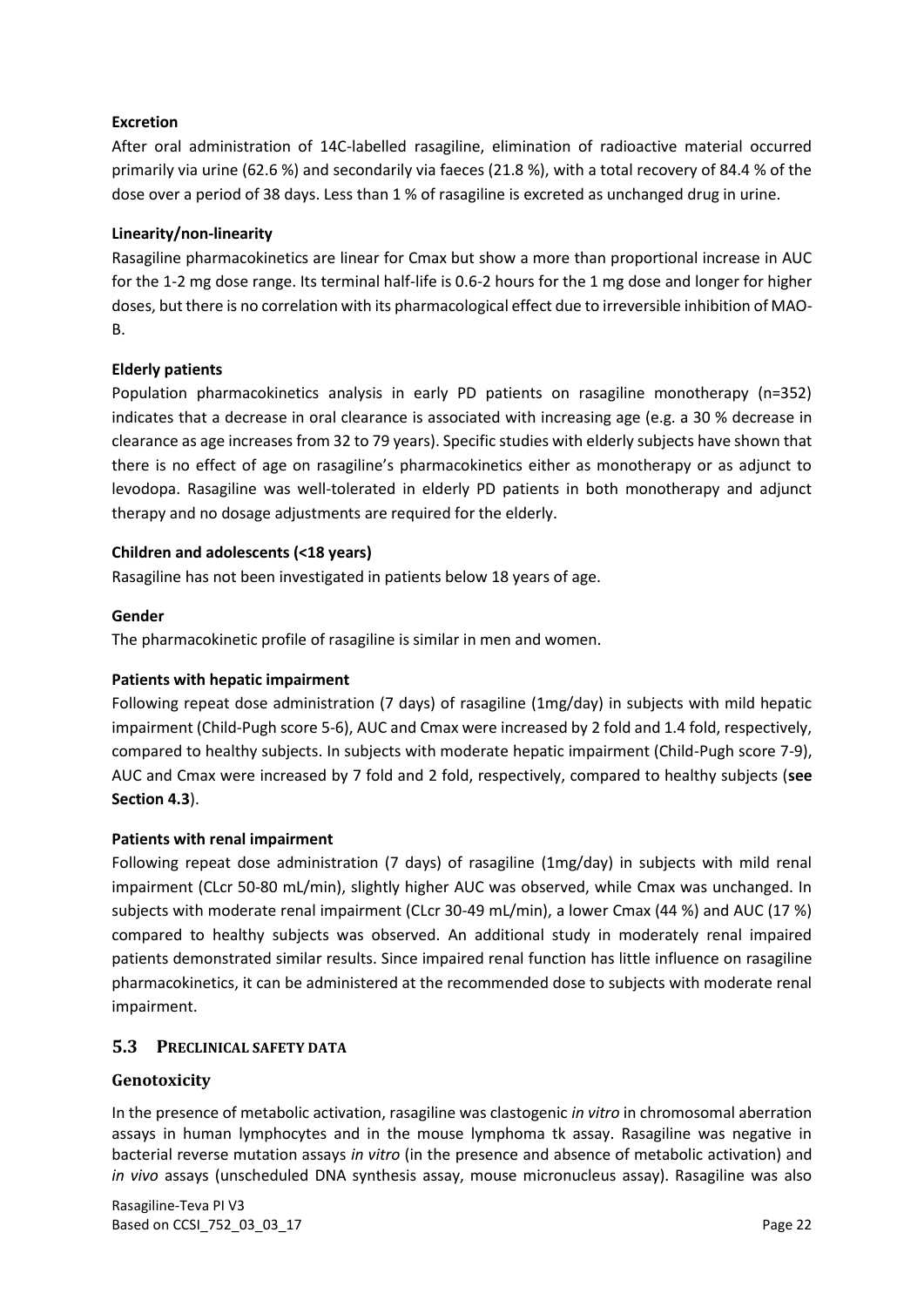**Excretion**

After oral administration of 14C-labelled rasagiline, elimination of radioactive material occurred primarily via urine (62.6 %) and secondarily via faeces (21.8 %), with a total recovery of 84.4 % of the dose over a period of 38 days. Less than 1 % of rasagiline is excreted as unchanged drug in urine.

**Linearity/non-linearity**

Rasagiline pharmacokinetics are linear for Cmax but show a more than proportional increase in AUC for the 1-2 mg dose range. Its terminal half-life is 0.6-2 hours for the 1 mg dose and longer for higher doses, but there is no correlation with its pharmacological effect due to irreversible inhibition of MAO-B.

**Elderly patients**

Population pharmacokinetics analysis in early PD patients on rasagiline monotherapy (n=352) indicates that a decrease in oral clearance is associated with increasing age (e.g. a 30 % decrease in clearance as age increases from 32 to 79 years). Specific studies with elderly subjects have shown that there is no effect of age on rasagiline's pharmacokinetics either as monotherapy or as adjunct to levodopa. Rasagiline was well-tolerated in elderly PD patients in both monotherapy and adjunct therapy and no dosage adjustments are required for the elderly.

**Children and adolescents (<18 years)**

Rasagiline has not been investigated in patients below 18 years of age.

**Gender**

The pharmacokinetic profile of rasagiline is similar in men and women.

**Patients with hepatic impairment**

Following repeat dose administration (7 days) of rasagiline (1mg/day) in subjects with mild hepatic impairment (Child-Pugh score 5-6), AUC and Cmax were increased by 2 fold and 1.4 fold, respectively, compared to healthy subjects. In subjects with moderate hepatic impairment (Child-Pugh score 7-9), AUC and Cmax were increased by 7 fold and 2 fold, respectively, compared to healthy subjects (**see Section 4.3**).

**Patients with renal impairment**

Following repeat dose administration (7 days) of rasagiline (1mg/day) in subjects with mild renal impairment (CLcr 50-80 mL/min), slightly higher AUC was observed, while Cmax was unchanged. In subjects with moderate renal impairment (CLcr 30-49 mL/min), a lower Cmax (44 %) and AUC (17 %) compared to healthy subjects was observed. An additional study in moderately renal impaired patients demonstrated similar results. Since impaired renal function has little influence on rasagiline pharmacokinetics, it can be administered at the recommended dose to subjects with moderate renal impairment.

## 5.3 PRECLINICAL SAFETY DATA

### Genotoxicity

In the presence of metabolic activation, rasagiline was clastogenic *in vitro* in chromosomal aberration assays in human lymphocytes and in the mouse lymphoma tk assay. Rasagiline was negative in bacterial reverse mutation assays *in vitro* (in the presence and absence of metabolic activation) and *in vivo* assays (unscheduled DNA synthesis assay, mouse micronucleus assay). Rasagiline was also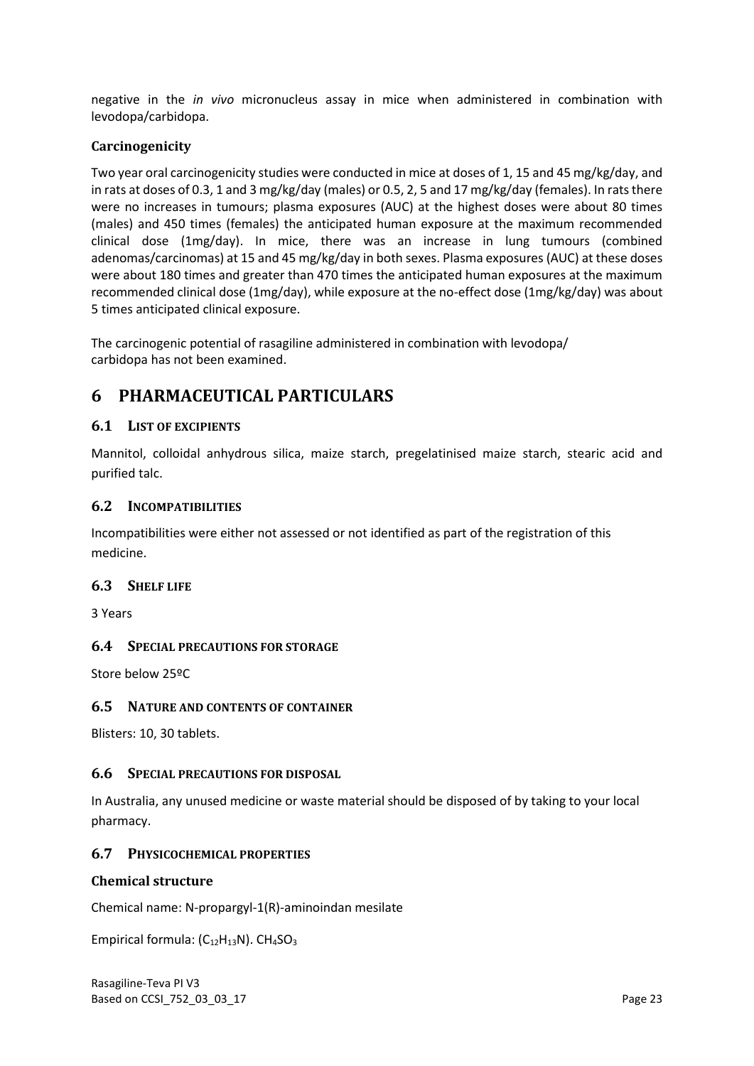negative in the *in vivo* micronucleus assay in mice when administered in combination with levodopa/carbidopa.

### Carcinogenicity

Two year oral carcinogenicity studies were conducted in mice at doses of 1, 15 and 45 mg/kg/day, and in rats at doses of 0.3, 1 and 3 mg/kg/day (males) or 0.5, 2, 5 and 17 mg/kg/day (females). In rats there were no increases in tumours; plasma exposures (AUC) at the highest doses were about 80 times (males) and 450 times (females) the anticipated human exposure at the maximum recommended clinical dose (1mg/day). In mice, there was an increase in lung tumours (combined adenomas/carcinomas) at 15 and 45 mg/kg/day in both sexes. Plasma exposures (AUC) at these doses were about 180 times and greater than 470 times the anticipated human exposures at the maximum recommended clinical dose (1mg/day), while exposure at the no-effect dose (1mg/kg/day) was about 5 times anticipated clinical exposure.

The carcinogenic potential of rasagiline administered in combination with levodopa/ carbidopa has not been examined.

# 6 PHARMACEUTICAL PARTICULARS

## 6.1 LIST OF EXCIPIENTS

Mannitol, colloidal anhydrous silica, maize starch, pregelatinised maize starch, stearic acid and purified talc.

## 6.2 INCOMPATIBILITIES

Incompatibilities were either not assessed or not identified as part of the registration of this medicine.

## 6.3 SHELF LIFE

3 Years

## 6.4 SPECIAL PRECAUTIONS FOR STORAGE

Store below 25ºC

## 6.5 NATURE AND CONTENTS OF CONTAINER

Blisters: 10, 30 tablets.

## 6.6 SPECIAL PRECAUTIONS FOR DISPOSAL

In Australia, any unused medicine or waste material should be disposed of by taking to your local pharmacy.

## 6.7 PHYSICOCHEMICAL PROPERTIES

### Chemical structure

Chemical name: N-propargyl-1(R)-aminoindan mesilate

Empirical formula: $(C_{12}H_{13}N)$. $CH_4SO_3$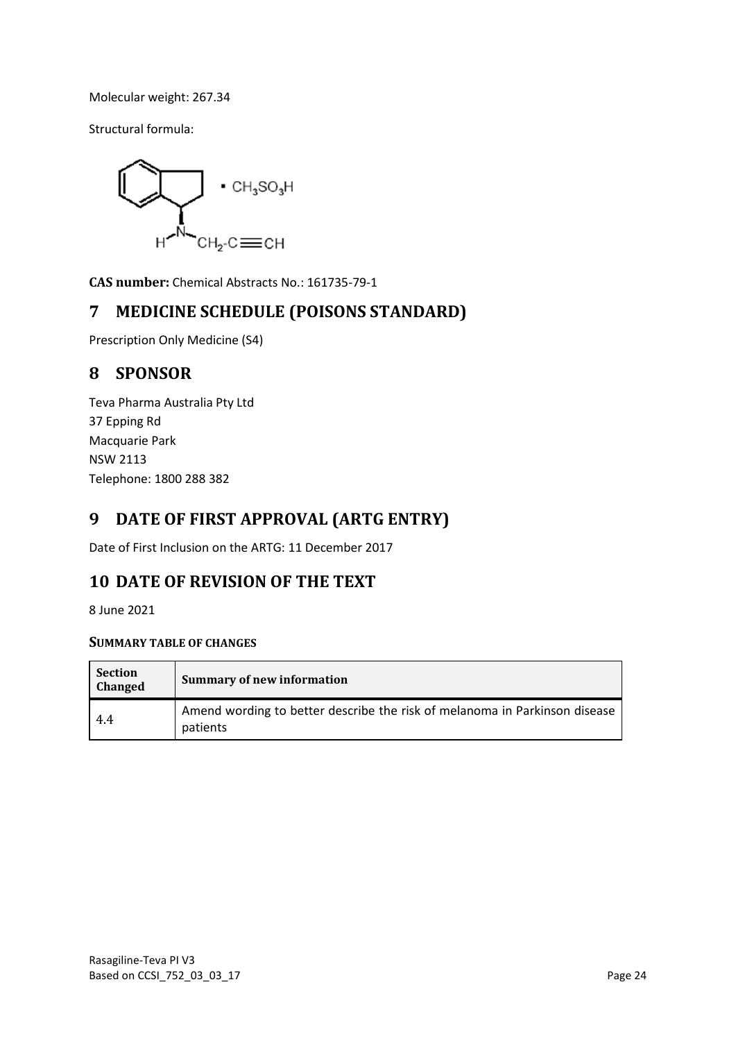Molecular weight: 267.34

Structural formula:

$$\cdot\ CH_3SO_3H$$

$$H-N-CH_2-C\equiv CH$$

**CAS number:** Chemical Abstracts No.: 161735-79-1

# 7 MEDICINE SCHEDULE (POISONS STANDARD)

Prescription Only Medicine (S4)

# 8 SPONSOR

Teva Pharma Australia Pty Ltd
37 Epping Rd
Macquarie Park
NSW 2113
Telephone: 1800 288 382

# 9 DATE OF FIRST APPROVAL (ARTG ENTRY)

Date of First Inclusion on the ARTG: 11 December 2017

# 10 DATE OF REVISION OF THE TEXT

8 June 2021

#### SUMMARY TABLE OF CHANGES

| Section Changed | Summary of new information |
|---|---|
| 4.4 | Amend wording to better describe the risk of melanoma in Parkinson disease patients |

Rasagiline-Teva PI V3
Based on CCSI_752_03_03_17